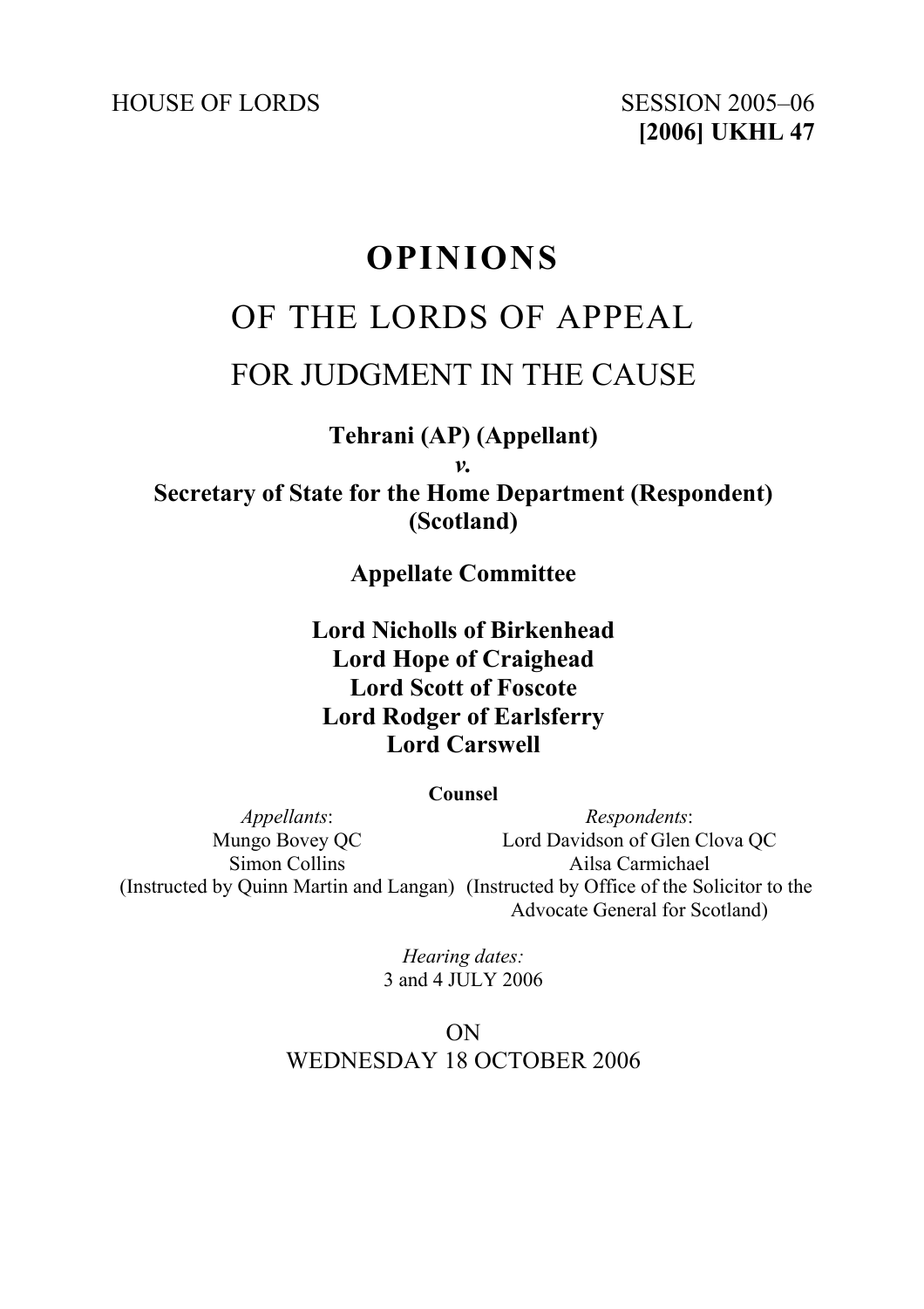HOUSE OF LORDS SESSION 2005–06

**[2006] UKHL 47**

# OPINIONS

## OF THE LORDS OF APPEAL

## FOR JUDGMENT IN THE CAUSE

**Tehrani (AP) (Appellant)**

***v.***

**Secretary of State for the Home Department (Respondent) (Scotland)**

**Appellate Committee**

**Lord Nicholls of Birkenhead**
**Lord Hope of Craighead**
**Lord Scott of Foscote**
**Lord Rodger of Earlsferry**
**Lord Carswell**

**Counsel**

| *Appellants*: | *Respondents*: |
|---|---|
| Mungo Bovey QC | Lord Davidson of Glen Clova QC |
| Simon Collins | Ailsa Carmichael |
| (Instructed by Quinn Martin and Langan) | (Instructed by Office of the Solicitor to the Advocate General for Scotland) |

*Hearing dates:*
3 and 4 JULY 2006

ON
WEDNESDAY 18 OCTOBER 2006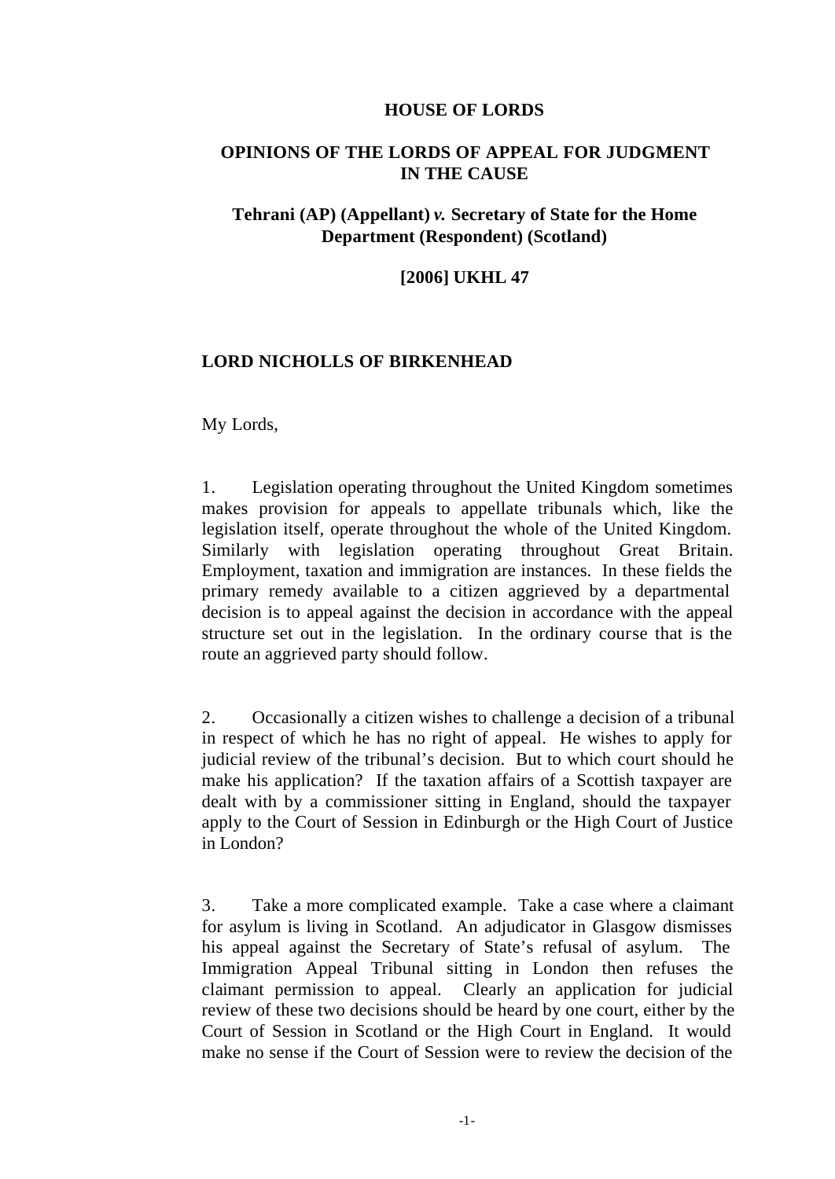**HOUSE OF LORDS**

**OPINIONS OF THE LORDS OF APPEAL FOR JUDGMENT IN THE CAUSE**

**Tehrani (AP) (Appellant) *v.* Secretary of State for the Home Department (Respondent) (Scotland)**

**[2006] UKHL 47**

**LORD NICHOLLS OF BIRKENHEAD**

My Lords,

1. Legislation operating throughout the United Kingdom sometimes makes provision for appeals to appellate tribunals which, like the legislation itself, operate throughout the whole of the United Kingdom. Similarly with legislation operating throughout Great Britain. Employment, taxation and immigration are instances. In these fields the primary remedy available to a citizen aggrieved by a departmental decision is to appeal against the decision in accordance with the appeal structure set out in the legislation. In the ordinary course that is the route an aggrieved party should follow.

2. Occasionally a citizen wishes to challenge a decision of a tribunal in respect of which he has no right of appeal. He wishes to apply for judicial review of the tribunal's decision. But to which court should he make his application? If the taxation affairs of a Scottish taxpayer are dealt with by a commissioner sitting in England, should the taxpayer apply to the Court of Session in Edinburgh or the High Court of Justice in London?

3. Take a more complicated example. Take a case where a claimant for asylum is living in Scotland. An adjudicator in Glasgow dismisses his appeal against the Secretary of State's refusal of asylum. The Immigration Appeal Tribunal sitting in London then refuses the claimant permission to appeal. Clearly an application for judicial review of these two decisions should be heard by one court, either by the Court of Session in Scotland or the High Court in England. It would make no sense if the Court of Session were to review the decision of the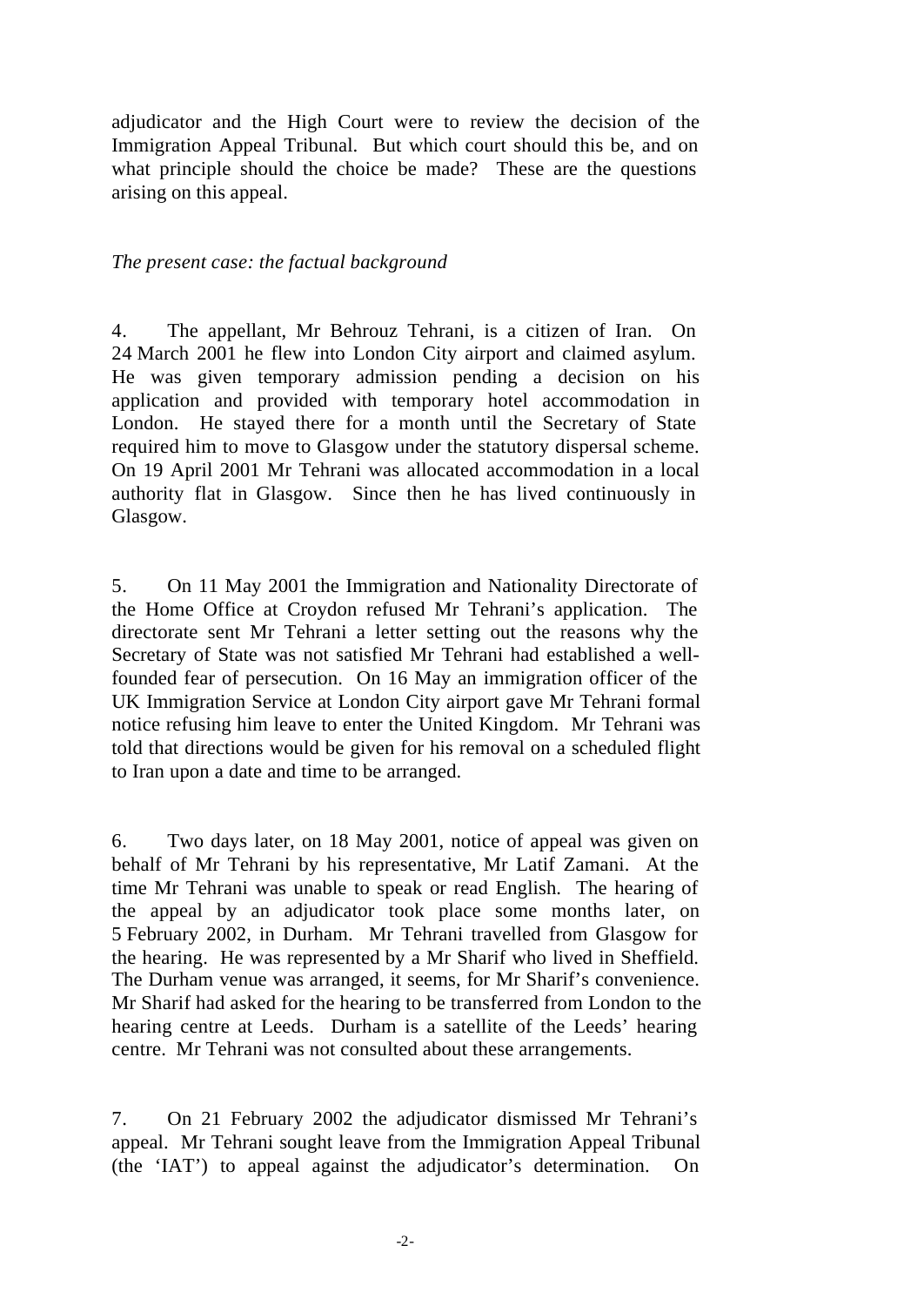adjudicator and the High Court were to review the decision of the Immigration Appeal Tribunal. But which court should this be, and on what principle should the choice be made? These are the questions arising on this appeal.

*The present case: the factual background*

4. The appellant, Mr Behrouz Tehrani, is a citizen of Iran. On 24 March 2001 he flew into London City airport and claimed asylum. He was given temporary admission pending a decision on his application and provided with temporary hotel accommodation in London. He stayed there for a month until the Secretary of State required him to move to Glasgow under the statutory dispersal scheme. On 19 April 2001 Mr Tehrani was allocated accommodation in a local authority flat in Glasgow. Since then he has lived continuously in Glasgow.

5. On 11 May 2001 the Immigration and Nationality Directorate of the Home Office at Croydon refused Mr Tehrani's application. The directorate sent Mr Tehrani a letter setting out the reasons why the Secretary of State was not satisfied Mr Tehrani had established a well-founded fear of persecution. On 16 May an immigration officer of the UK Immigration Service at London City airport gave Mr Tehrani formal notice refusing him leave to enter the United Kingdom. Mr Tehrani was told that directions would be given for his removal on a scheduled flight to Iran upon a date and time to be arranged.

6. Two days later, on 18 May 2001, notice of appeal was given on behalf of Mr Tehrani by his representative, Mr Latif Zamani. At the time Mr Tehrani was unable to speak or read English. The hearing of the appeal by an adjudicator took place some months later, on 5 February 2002, in Durham. Mr Tehrani travelled from Glasgow for the hearing. He was represented by a Mr Sharif who lived in Sheffield. The Durham venue was arranged, it seems, for Mr Sharif's convenience. Mr Sharif had asked for the hearing to be transferred from London to the hearing centre at Leeds. Durham is a satellite of the Leeds' hearing centre. Mr Tehrani was not consulted about these arrangements.

7. On 21 February 2002 the adjudicator dismissed Mr Tehrani's appeal. Mr Tehrani sought leave from the Immigration Appeal Tribunal (the 'IAT') to appeal against the adjudicator's determination. On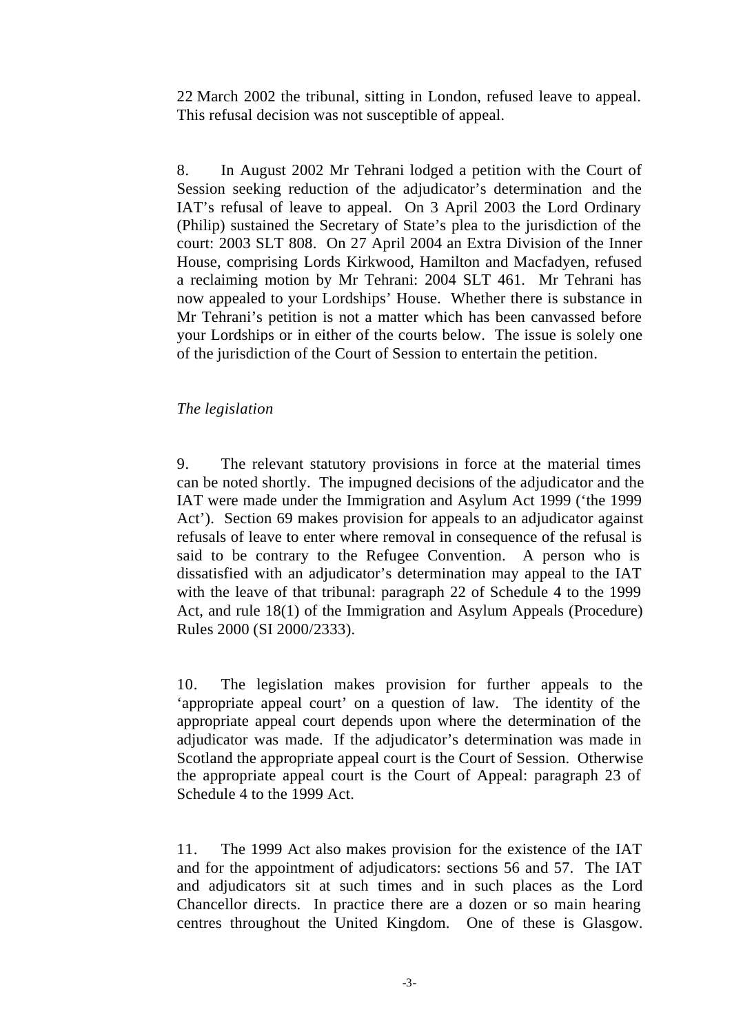22 March 2002 the tribunal, sitting in London, refused leave to appeal. This refusal decision was not susceptible of appeal.

8. In August 2002 Mr Tehrani lodged a petition with the Court of Session seeking reduction of the adjudicator's determination and the IAT's refusal of leave to appeal. On 3 April 2003 the Lord Ordinary (Philip) sustained the Secretary of State's plea to the jurisdiction of the court: 2003 SLT 808. On 27 April 2004 an Extra Division of the Inner House, comprising Lords Kirkwood, Hamilton and Macfadyen, refused a reclaiming motion by Mr Tehrani: 2004 SLT 461. Mr Tehrani has now appealed to your Lordships' House. Whether there is substance in Mr Tehrani's petition is not a matter which has been canvassed before your Lordships or in either of the courts below. The issue is solely one of the jurisdiction of the Court of Session to entertain the petition.

*The legislation*

9. The relevant statutory provisions in force at the material times can be noted shortly. The impugned decisions of the adjudicator and the IAT were made under the Immigration and Asylum Act 1999 ('the 1999 Act'). Section 69 makes provision for appeals to an adjudicator against refusals of leave to enter where removal in consequence of the refusal is said to be contrary to the Refugee Convention. A person who is dissatisfied with an adjudicator's determination may appeal to the IAT with the leave of that tribunal: paragraph 22 of Schedule 4 to the 1999 Act, and rule 18(1) of the Immigration and Asylum Appeals (Procedure) Rules 2000 (SI 2000/2333).

10. The legislation makes provision for further appeals to the 'appropriate appeal court' on a question of law. The identity of the appropriate appeal court depends upon where the determination of the adjudicator was made. If the adjudicator's determination was made in Scotland the appropriate appeal court is the Court of Session. Otherwise the appropriate appeal court is the Court of Appeal: paragraph 23 of Schedule 4 to the 1999 Act.

11. The 1999 Act also makes provision for the existence of the IAT and for the appointment of adjudicators: sections 56 and 57. The IAT and adjudicators sit at such times and in such places as the Lord Chancellor directs. In practice there are a dozen or so main hearing centres throughout the United Kingdom. One of these is Glasgow.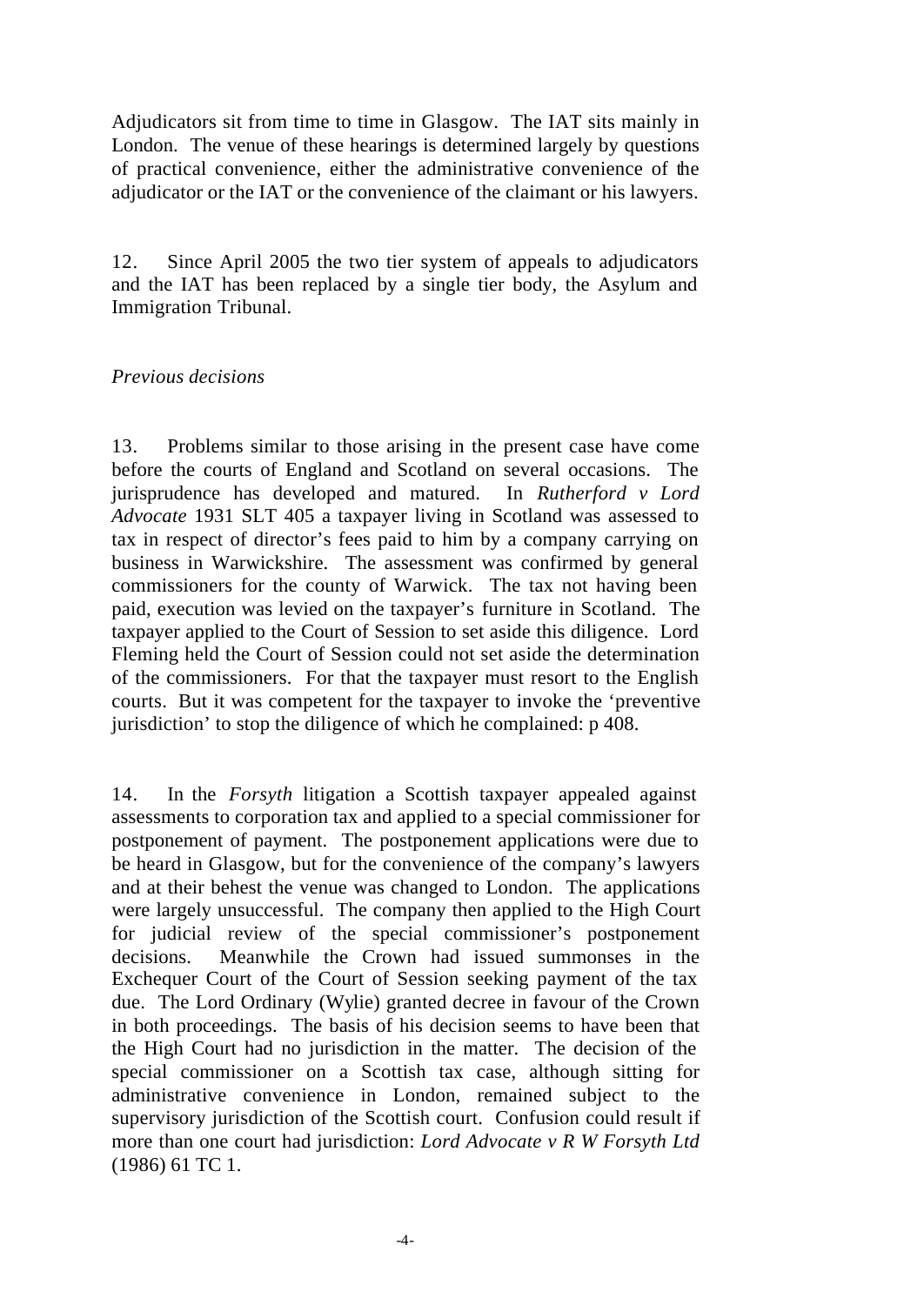Adjudicators sit from time to time in Glasgow. The IAT sits mainly in London. The venue of these hearings is determined largely by questions of practical convenience, either the administrative convenience of the adjudicator or the IAT or the convenience of the claimant or his lawyers.

12. Since April 2005 the two tier system of appeals to adjudicators and the IAT has been replaced by a single tier body, the Asylum and Immigration Tribunal.

*Previous decisions*

13. Problems similar to those arising in the present case have come before the courts of England and Scotland on several occasions. The jurisprudence has developed and matured. In *Rutherford v Lord Advocate* 1931 SLT 405 a taxpayer living in Scotland was assessed to tax in respect of director's fees paid to him by a company carrying on business in Warwickshire. The assessment was confirmed by general commissioners for the county of Warwick. The tax not having been paid, execution was levied on the taxpayer's furniture in Scotland. The taxpayer applied to the Court of Session to set aside this diligence. Lord Fleming held the Court of Session could not set aside the determination of the commissioners. For that the taxpayer must resort to the English courts. But it was competent for the taxpayer to invoke the 'preventive jurisdiction' to stop the diligence of which he complained: p 408.

14. In the *Forsyth* litigation a Scottish taxpayer appealed against assessments to corporation tax and applied to a special commissioner for postponement of payment. The postponement applications were due to be heard in Glasgow, but for the convenience of the company's lawyers and at their behest the venue was changed to London. The applications were largely unsuccessful. The company then applied to the High Court for judicial review of the special commissioner's postponement decisions. Meanwhile the Crown had issued summonses in the Exchequer Court of the Court of Session seeking payment of the tax due. The Lord Ordinary (Wylie) granted decree in favour of the Crown in both proceedings. The basis of his decision seems to have been that the High Court had no jurisdiction in the matter. The decision of the special commissioner on a Scottish tax case, although sitting for administrative convenience in London, remained subject to the supervisory jurisdiction of the Scottish court. Confusion could result if more than one court had jurisdiction: *Lord Advocate v R W Forsyth Ltd* (1986) 61 TC 1.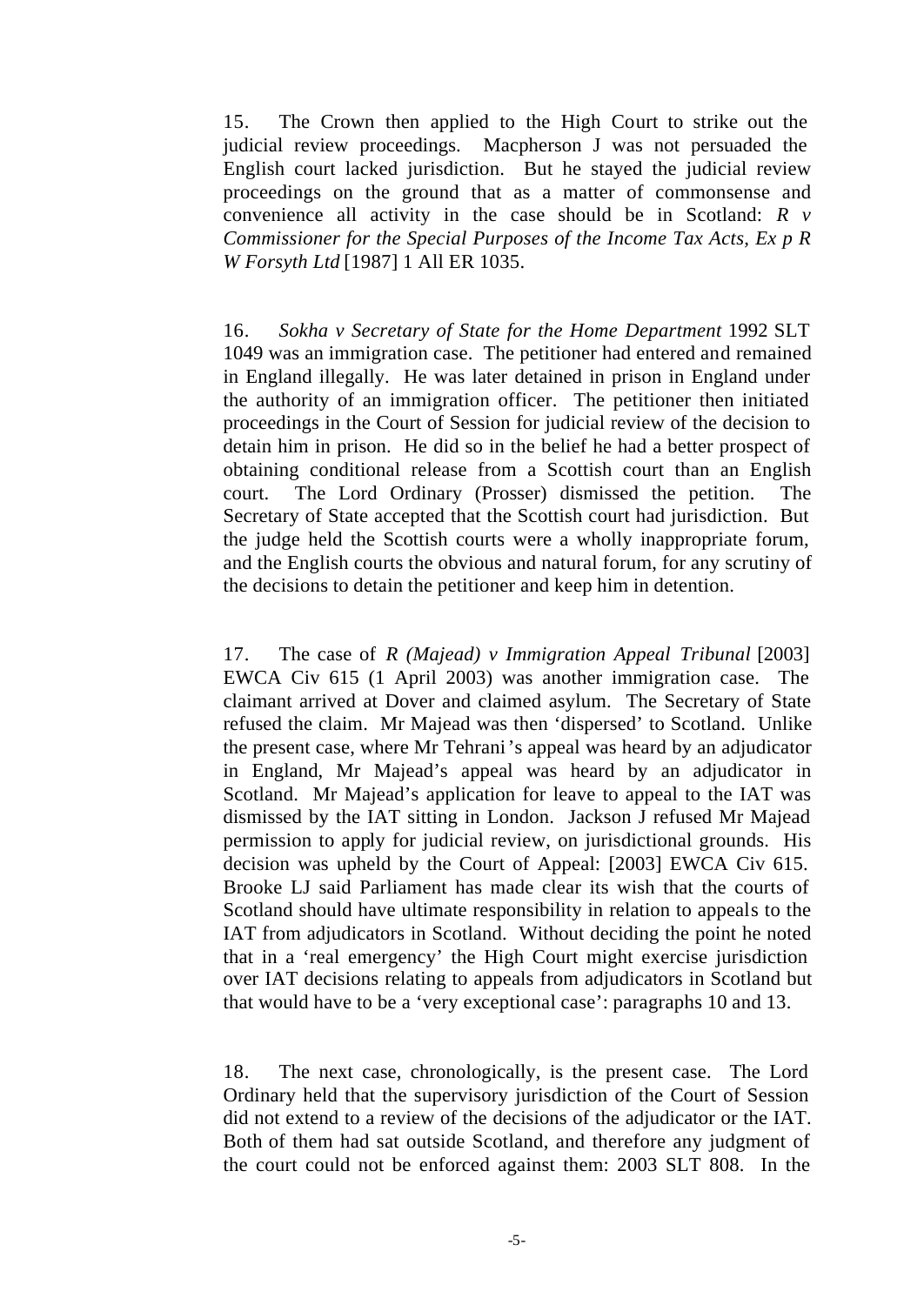15. The Crown then applied to the High Court to strike out the judicial review proceedings. Macpherson J was not persuaded the English court lacked jurisdiction. But he stayed the judicial review proceedings on the ground that as a matter of commonsense and convenience all activity in the case should be in Scotland: *R v Commissioner for the Special Purposes of the Income Tax Acts, Ex p R W Forsyth Ltd* [1987] 1 All ER 1035.

16. *Sokha v Secretary of State for the Home Department* 1992 SLT 1049 was an immigration case. The petitioner had entered and remained in England illegally. He was later detained in prison in England under the authority of an immigration officer. The petitioner then initiated proceedings in the Court of Session for judicial review of the decision to detain him in prison. He did so in the belief he had a better prospect of obtaining conditional release from a Scottish court than an English court. The Lord Ordinary (Prosser) dismissed the petition. The Secretary of State accepted that the Scottish court had jurisdiction. But the judge held the Scottish courts were a wholly inappropriate forum, and the English courts the obvious and natural forum, for any scrutiny of the decisions to detain the petitioner and keep him in detention.

17. The case of *R (Majead) v Immigration Appeal Tribunal* [2003] EWCA Civ 615 (1 April 2003) was another immigration case. The claimant arrived at Dover and claimed asylum. The Secretary of State refused the claim. Mr Majead was then 'dispersed' to Scotland. Unlike the present case, where Mr Tehrani's appeal was heard by an adjudicator in England, Mr Majead's appeal was heard by an adjudicator in Scotland. Mr Majead's application for leave to appeal to the IAT was dismissed by the IAT sitting in London. Jackson J refused Mr Majead permission to apply for judicial review, on jurisdictional grounds. His decision was upheld by the Court of Appeal: [2003] EWCA Civ 615. Brooke LJ said Parliament has made clear its wish that the courts of Scotland should have ultimate responsibility in relation to appeals to the IAT from adjudicators in Scotland. Without deciding the point he noted that in a 'real emergency' the High Court might exercise jurisdiction over IAT decisions relating to appeals from adjudicators in Scotland but that would have to be a 'very exceptional case': paragraphs 10 and 13.

18. The next case, chronologically, is the present case. The Lord Ordinary held that the supervisory jurisdiction of the Court of Session did not extend to a review of the decisions of the adjudicator or the IAT. Both of them had sat outside Scotland, and therefore any judgment of the court could not be enforced against them: 2003 SLT 808. In the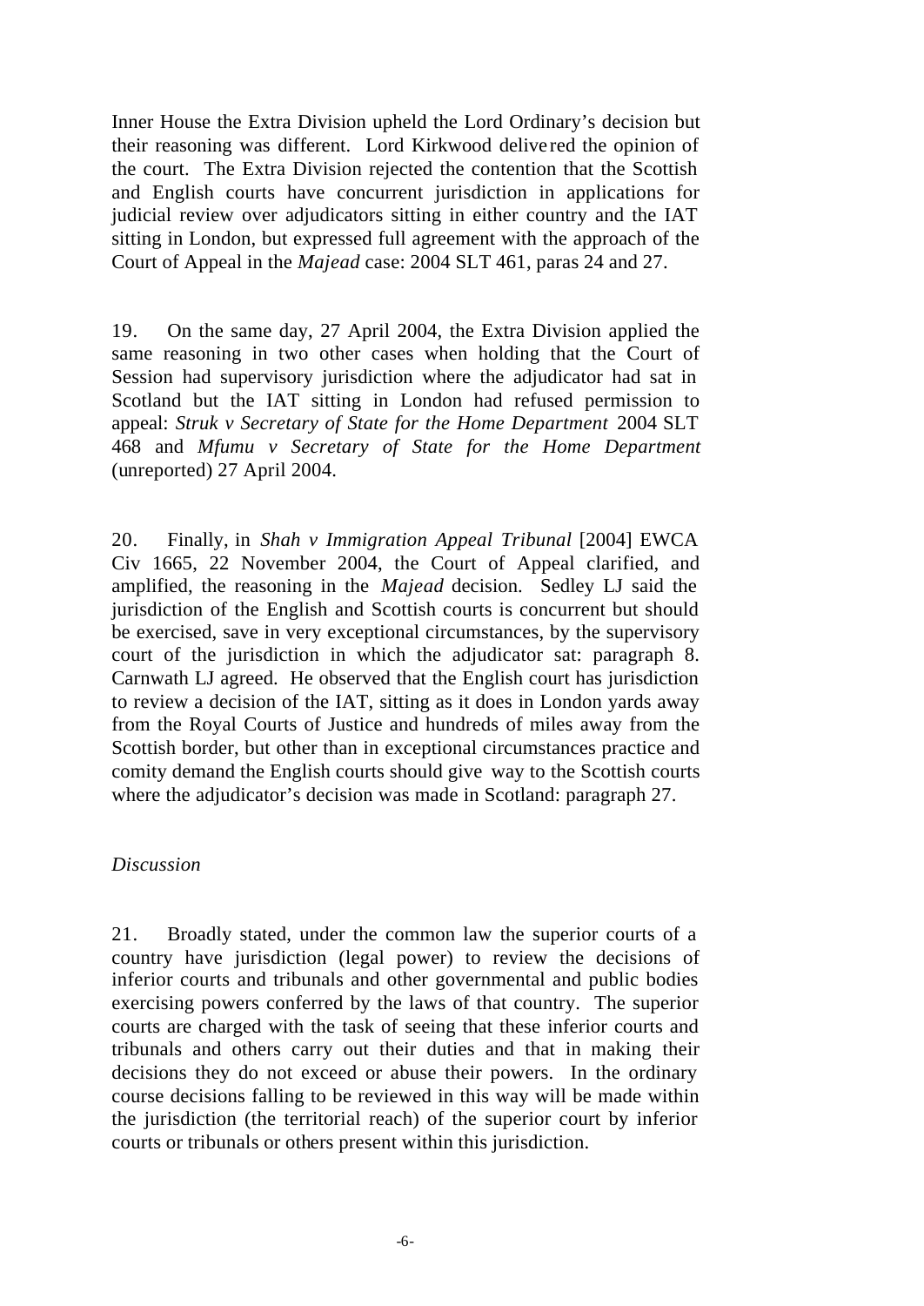Inner House the Extra Division upheld the Lord Ordinary's decision but their reasoning was different. Lord Kirkwood delivered the opinion of the court. The Extra Division rejected the contention that the Scottish and English courts have concurrent jurisdiction in applications for judicial review over adjudicators sitting in either country and the IAT sitting in London, but expressed full agreement with the approach of the Court of Appeal in the *Majead* case: 2004 SLT 461, paras 24 and 27.

19. On the same day, 27 April 2004, the Extra Division applied the same reasoning in two other cases when holding that the Court of Session had supervisory jurisdiction where the adjudicator had sat in Scotland but the IAT sitting in London had refused permission to appeal: *Struk v Secretary of State for the Home Department* 2004 SLT 468 and *Mfumu v Secretary of State for the Home Department* (unreported) 27 April 2004.

20. Finally, in *Shah v Immigration Appeal Tribunal* [2004] EWCA Civ 1665, 22 November 2004, the Court of Appeal clarified, and amplified, the reasoning in the *Majead* decision. Sedley LJ said the jurisdiction of the English and Scottish courts is concurrent but should be exercised, save in very exceptional circumstances, by the supervisory court of the jurisdiction in which the adjudicator sat: paragraph 8. Carnwath LJ agreed. He observed that the English court has jurisdiction to review a decision of the IAT, sitting as it does in London yards away from the Royal Courts of Justice and hundreds of miles away from the Scottish border, but other than in exceptional circumstances practice and comity demand the English courts should give way to the Scottish courts where the adjudicator's decision was made in Scotland: paragraph 27.

*Discussion*

21. Broadly stated, under the common law the superior courts of a country have jurisdiction (legal power) to review the decisions of inferior courts and tribunals and other governmental and public bodies exercising powers conferred by the laws of that country. The superior courts are charged with the task of seeing that these inferior courts and tribunals and others carry out their duties and that in making their decisions they do not exceed or abuse their powers. In the ordinary course decisions falling to be reviewed in this way will be made within the jurisdiction (the territorial reach) of the superior court by inferior courts or tribunals or others present within this jurisdiction.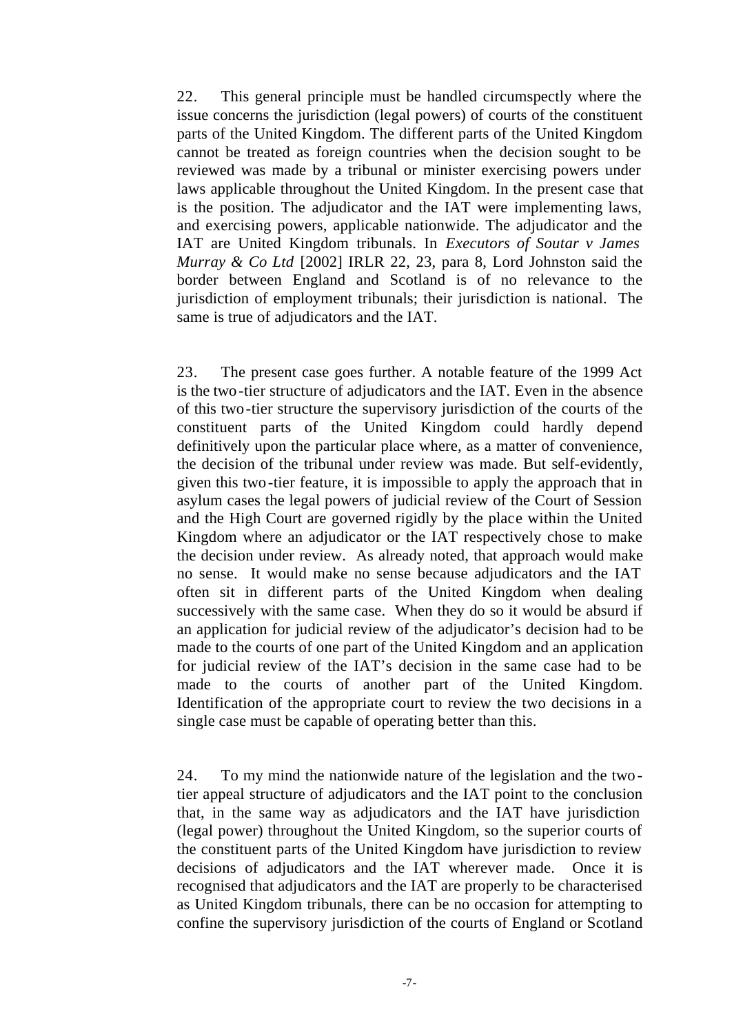22. This general principle must be handled circumspectly where the issue concerns the jurisdiction (legal powers) of courts of the constituent parts of the United Kingdom. The different parts of the United Kingdom cannot be treated as foreign countries when the decision sought to be reviewed was made by a tribunal or minister exercising powers under laws applicable throughout the United Kingdom. In the present case that is the position. The adjudicator and the IAT were implementing laws, and exercising powers, applicable nationwide. The adjudicator and the IAT are United Kingdom tribunals. In *Executors of Soutar v James Murray & Co Ltd* [2002] IRLR 22, 23, para 8, Lord Johnston said the border between England and Scotland is of no relevance to the jurisdiction of employment tribunals; their jurisdiction is national. The same is true of adjudicators and the IAT.

23. The present case goes further. A notable feature of the 1999 Act is the two-tier structure of adjudicators and the IAT. Even in the absence of this two-tier structure the supervisory jurisdiction of the courts of the constituent parts of the United Kingdom could hardly depend definitively upon the particular place where, as a matter of convenience, the decision of the tribunal under review was made. But self-evidently, given this two-tier feature, it is impossible to apply the approach that in asylum cases the legal powers of judicial review of the Court of Session and the High Court are governed rigidly by the place within the United Kingdom where an adjudicator or the IAT respectively chose to make the decision under review. As already noted, that approach would make no sense. It would make no sense because adjudicators and the IAT often sit in different parts of the United Kingdom when dealing successively with the same case. When they do so it would be absurd if an application for judicial review of the adjudicator's decision had to be made to the courts of one part of the United Kingdom and an application for judicial review of the IAT's decision in the same case had to be made to the courts of another part of the United Kingdom. Identification of the appropriate court to review the two decisions in a single case must be capable of operating better than this.

24. To my mind the nationwide nature of the legislation and the two-tier appeal structure of adjudicators and the IAT point to the conclusion that, in the same way as adjudicators and the IAT have jurisdiction (legal power) throughout the United Kingdom, so the superior courts of the constituent parts of the United Kingdom have jurisdiction to review decisions of adjudicators and the IAT wherever made. Once it is recognised that adjudicators and the IAT are properly to be characterised as United Kingdom tribunals, there can be no occasion for attempting to confine the supervisory jurisdiction of the courts of England or Scotland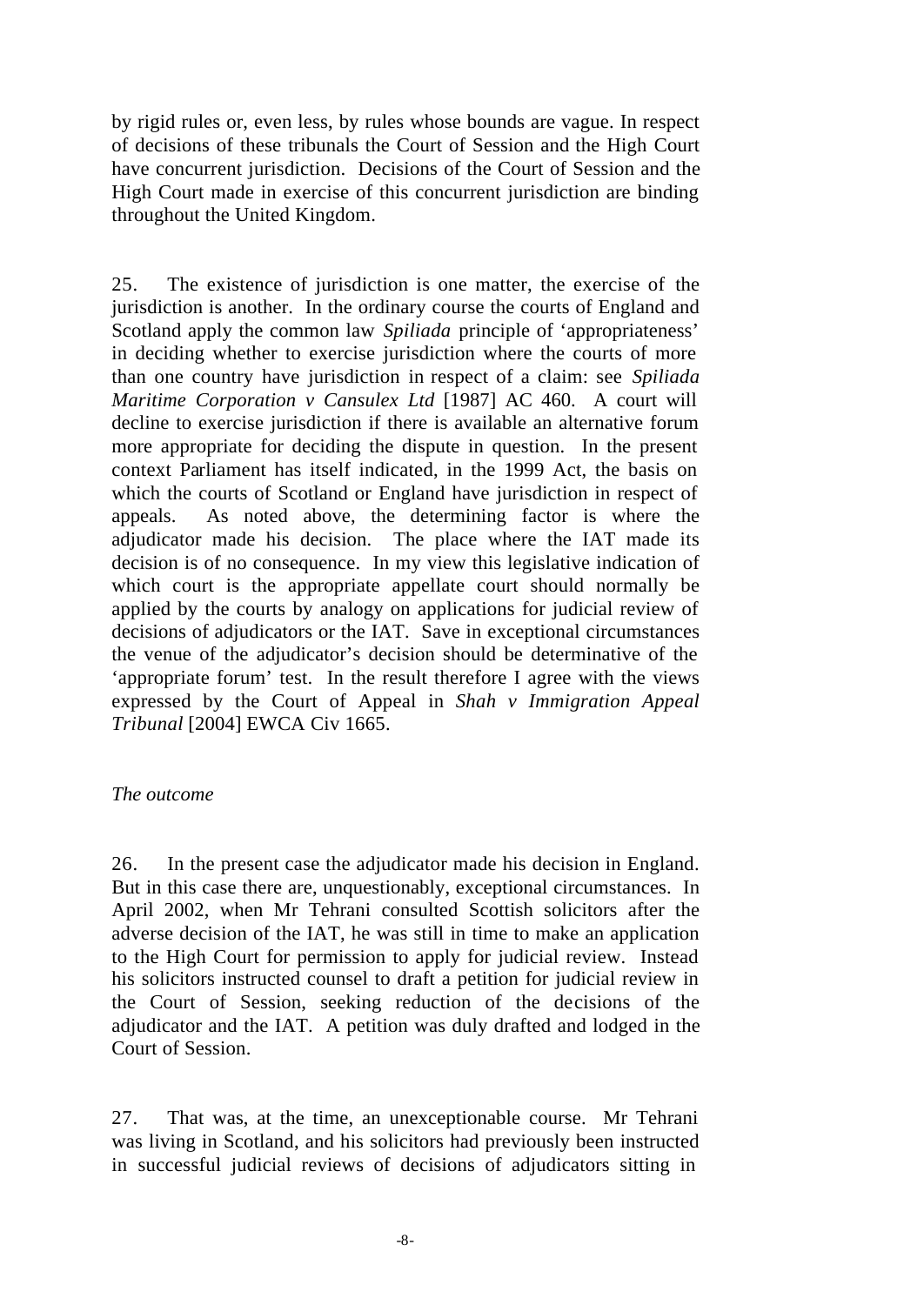by rigid rules or, even less, by rules whose bounds are vague. In respect of decisions of these tribunals the Court of Session and the High Court have concurrent jurisdiction. Decisions of the Court of Session and the High Court made in exercise of this concurrent jurisdiction are binding throughout the United Kingdom.

25. The existence of jurisdiction is one matter, the exercise of the jurisdiction is another. In the ordinary course the courts of England and Scotland apply the common law *Spiliada* principle of 'appropriateness' in deciding whether to exercise jurisdiction where the courts of more than one country have jurisdiction in respect of a claim: see *Spiliada Maritime Corporation v Cansulex Ltd* [1987] AC 460. A court will decline to exercise jurisdiction if there is available an alternative forum more appropriate for deciding the dispute in question. In the present context Parliament has itself indicated, in the 1999 Act, the basis on which the courts of Scotland or England have jurisdiction in respect of appeals. As noted above, the determining factor is where the adjudicator made his decision. The place where the IAT made its decision is of no consequence. In my view this legislative indication of which court is the appropriate appellate court should normally be applied by the courts by analogy on applications for judicial review of decisions of adjudicators or the IAT. Save in exceptional circumstances the venue of the adjudicator's decision should be determinative of the 'appropriate forum' test. In the result therefore I agree with the views expressed by the Court of Appeal in *Shah v Immigration Appeal Tribunal* [2004] EWCA Civ 1665.

*The outcome*

26. In the present case the adjudicator made his decision in England. But in this case there are, unquestionably, exceptional circumstances. In April 2002, when Mr Tehrani consulted Scottish solicitors after the adverse decision of the IAT, he was still in time to make an application to the High Court for permission to apply for judicial review. Instead his solicitors instructed counsel to draft a petition for judicial review in the Court of Session, seeking reduction of the decisions of the adjudicator and the IAT. A petition was duly drafted and lodged in the Court of Session.

27. That was, at the time, an unexceptionable course. Mr Tehrani was living in Scotland, and his solicitors had previously been instructed in successful judicial reviews of decisions of adjudicators sitting in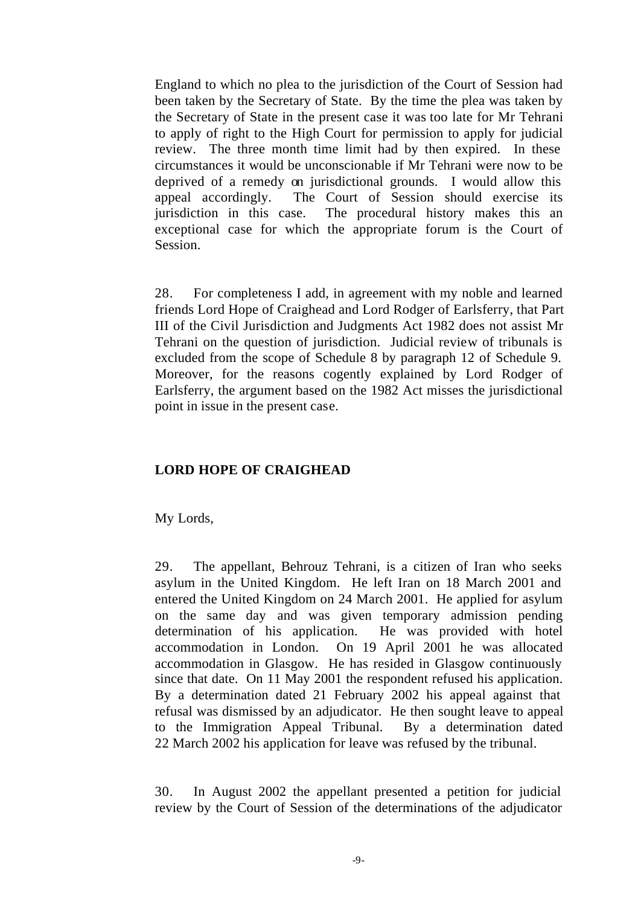England to which no plea to the jurisdiction of the Court of Session had been taken by the Secretary of State. By the time the plea was taken by the Secretary of State in the present case it was too late for Mr Tehrani to apply of right to the High Court for permission to apply for judicial review. The three month time limit had by then expired. In these circumstances it would be unconscionable if Mr Tehrani were now to be deprived of a remedy on jurisdictional grounds. I would allow this appeal accordingly. The Court of Session should exercise its jurisdiction in this case. The procedural history makes this an exceptional case for which the appropriate forum is the Court of Session.

28. For completeness I add, in agreement with my noble and learned friends Lord Hope of Craighead and Lord Rodger of Earlsferry, that Part III of the Civil Jurisdiction and Judgments Act 1982 does not assist Mr Tehrani on the question of jurisdiction. Judicial review of tribunals is excluded from the scope of Schedule 8 by paragraph 12 of Schedule 9. Moreover, for the reasons cogently explained by Lord Rodger of Earlsferry, the argument based on the 1982 Act misses the jurisdictional point in issue in the present case.

## LORD HOPE OF CRAIGHEAD

My Lords,

29. The appellant, Behrouz Tehrani, is a citizen of Iran who seeks asylum in the United Kingdom. He left Iran on 18 March 2001 and entered the United Kingdom on 24 March 2001. He applied for asylum on the same day and was given temporary admission pending determination of his application. He was provided with hotel accommodation in London. On 19 April 2001 he was allocated accommodation in Glasgow. He has resided in Glasgow continuously since that date. On 11 May 2001 the respondent refused his application. By a determination dated 21 February 2002 his appeal against that refusal was dismissed by an adjudicator. He then sought leave to appeal to the Immigration Appeal Tribunal. By a determination dated 22 March 2002 his application for leave was refused by the tribunal.

30. In August 2002 the appellant presented a petition for judicial review by the Court of Session of the determinations of the adjudicator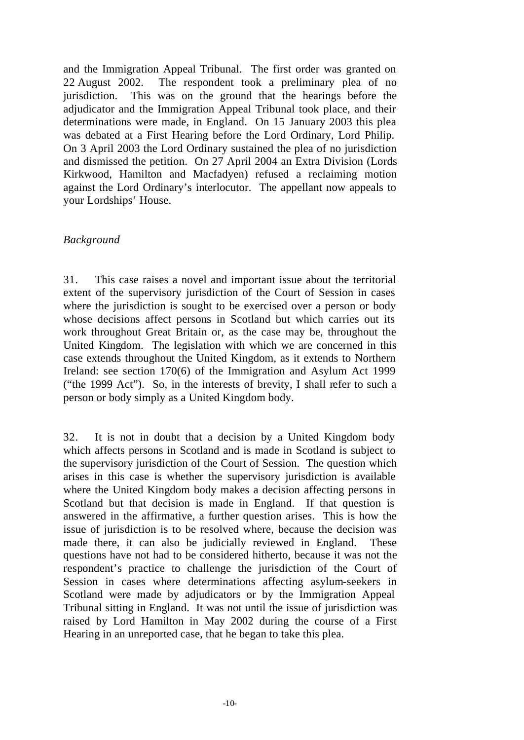and the Immigration Appeal Tribunal. The first order was granted on 22 August 2002. The respondent took a preliminary plea of no jurisdiction. This was on the ground that the hearings before the adjudicator and the Immigration Appeal Tribunal took place, and their determinations were made, in England. On 15 January 2003 this plea was debated at a First Hearing before the Lord Ordinary, Lord Philip. On 3 April 2003 the Lord Ordinary sustained the plea of no jurisdiction and dismissed the petition. On 27 April 2004 an Extra Division (Lords Kirkwood, Hamilton and Macfadyen) refused a reclaiming motion against the Lord Ordinary's interlocutor. The appellant now appeals to your Lordships' House.

*Background*

31. This case raises a novel and important issue about the territorial extent of the supervisory jurisdiction of the Court of Session in cases where the jurisdiction is sought to be exercised over a person or body whose decisions affect persons in Scotland but which carries out its work throughout Great Britain or, as the case may be, throughout the United Kingdom. The legislation with which we are concerned in this case extends throughout the United Kingdom, as it extends to Northern Ireland: see section 170(6) of the Immigration and Asylum Act 1999 ("the 1999 Act"). So, in the interests of brevity, I shall refer to such a person or body simply as a United Kingdom body.

32. It is not in doubt that a decision by a United Kingdom body which affects persons in Scotland and is made in Scotland is subject to the supervisory jurisdiction of the Court of Session. The question which arises in this case is whether the supervisory jurisdiction is available where the United Kingdom body makes a decision affecting persons in Scotland but that decision is made in England. If that question is answered in the affirmative, a further question arises. This is how the issue of jurisdiction is to be resolved where, because the decision was made there, it can also be judicially reviewed in England. These questions have not had to be considered hitherto, because it was not the respondent's practice to challenge the jurisdiction of the Court of Session in cases where determinations affecting asylum-seekers in Scotland were made by adjudicators or by the Immigration Appeal Tribunal sitting in England. It was not until the issue of jurisdiction was raised by Lord Hamilton in May 2002 during the course of a First Hearing in an unreported case, that he began to take this plea.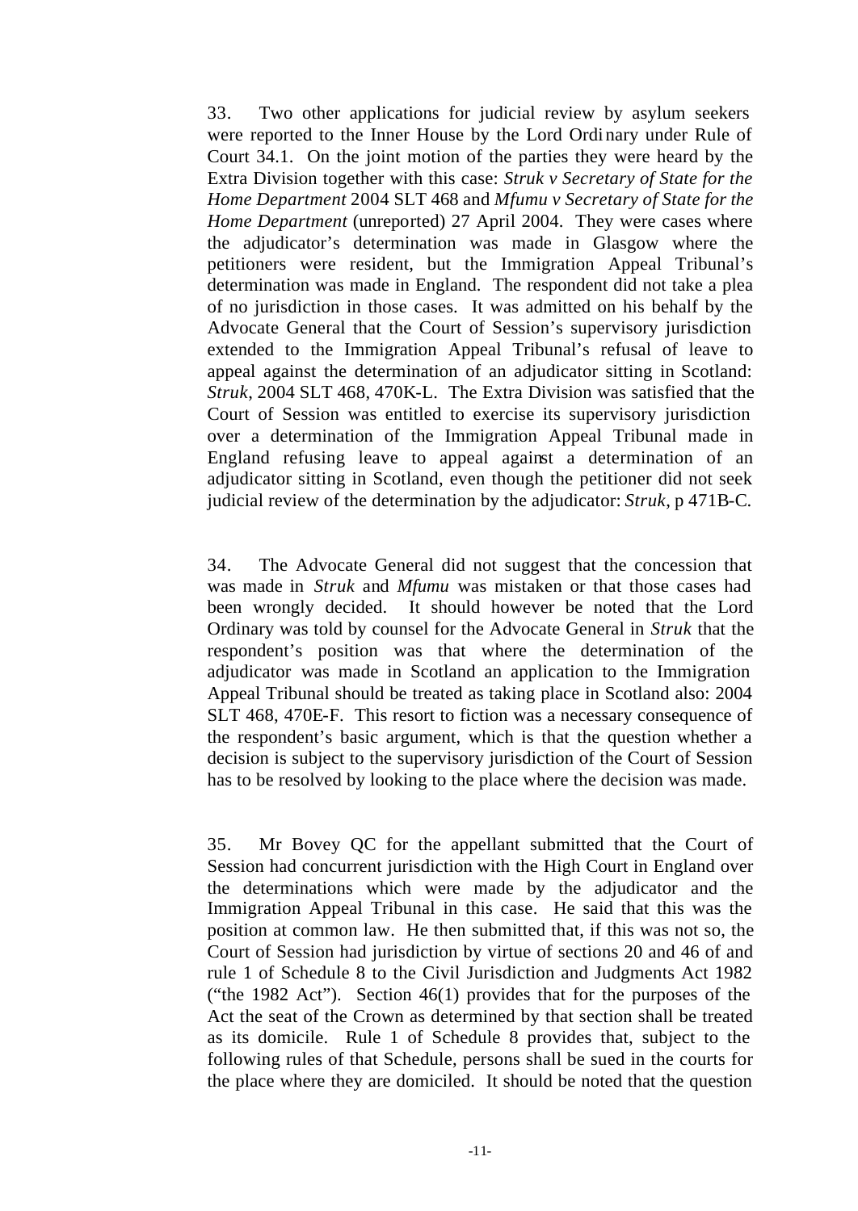33. Two other applications for judicial review by asylum seekers were reported to the Inner House by the Lord Ordinary under Rule of Court 34.1. On the joint motion of the parties they were heard by the Extra Division together with this case: *Struk v Secretary of State for the Home Department* 2004 SLT 468 and *Mfumu v Secretary of State for the Home Department* (unreported) 27 April 2004. They were cases where the adjudicator's determination was made in Glasgow where the petitioners were resident, but the Immigration Appeal Tribunal's determination was made in England. The respondent did not take a plea of no jurisdiction in those cases. It was admitted on his behalf by the Advocate General that the Court of Session's supervisory jurisdiction extended to the Immigration Appeal Tribunal's refusal of leave to appeal against the determination of an adjudicator sitting in Scotland: *Struk*, 2004 SLT 468, 470K-L. The Extra Division was satisfied that the Court of Session was entitled to exercise its supervisory jurisdiction over a determination of the Immigration Appeal Tribunal made in England refusing leave to appeal against a determination of an adjudicator sitting in Scotland, even though the petitioner did not seek judicial review of the determination by the adjudicator: *Struk*, p 471B-C.

34. The Advocate General did not suggest that the concession that was made in *Struk* and *Mfumu* was mistaken or that those cases had been wrongly decided. It should however be noted that the Lord Ordinary was told by counsel for the Advocate General in *Struk* that the respondent's position was that where the determination of the adjudicator was made in Scotland an application to the Immigration Appeal Tribunal should be treated as taking place in Scotland also: 2004 SLT 468, 470E-F. This resort to fiction was a necessary consequence of the respondent's basic argument, which is that the question whether a decision is subject to the supervisory jurisdiction of the Court of Session has to be resolved by looking to the place where the decision was made.

35. Mr Bovey QC for the appellant submitted that the Court of Session had concurrent jurisdiction with the High Court in England over the determinations which were made by the adjudicator and the Immigration Appeal Tribunal in this case. He said that this was the position at common law. He then submitted that, if this was not so, the Court of Session had jurisdiction by virtue of sections 20 and 46 of and rule 1 of Schedule 8 to the Civil Jurisdiction and Judgments Act 1982 ("the 1982 Act"). Section 46(1) provides that for the purposes of the Act the seat of the Crown as determined by that section shall be treated as its domicile. Rule 1 of Schedule 8 provides that, subject to the following rules of that Schedule, persons shall be sued in the courts for the place where they are domiciled. It should be noted that the question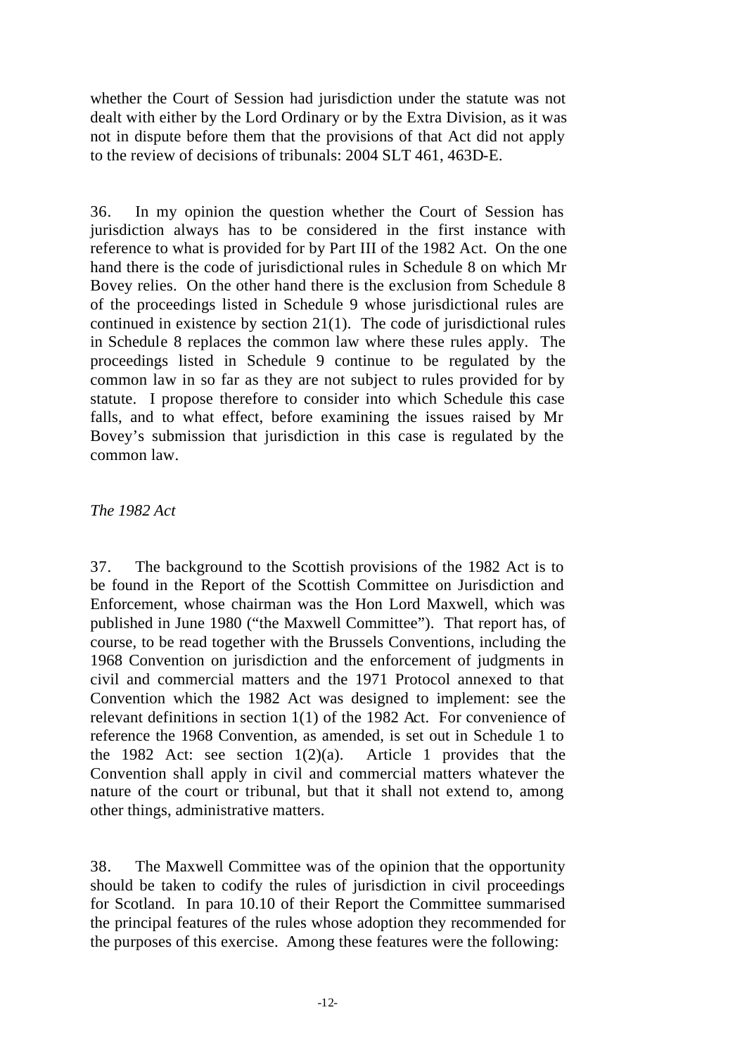whether the Court of Session had jurisdiction under the statute was not dealt with either by the Lord Ordinary or by the Extra Division, as it was not in dispute before them that the provisions of that Act did not apply to the review of decisions of tribunals: 2004 SLT 461, 463D-E.

36. In my opinion the question whether the Court of Session has jurisdiction always has to be considered in the first instance with reference to what is provided for by Part III of the 1982 Act. On the one hand there is the code of jurisdictional rules in Schedule 8 on which Mr Bovey relies. On the other hand there is the exclusion from Schedule 8 of the proceedings listed in Schedule 9 whose jurisdictional rules are continued in existence by section 21(1). The code of jurisdictional rules in Schedule 8 replaces the common law where these rules apply. The proceedings listed in Schedule 9 continue to be regulated by the common law in so far as they are not subject to rules provided for by statute. I propose therefore to consider into which Schedule this case falls, and to what effect, before examining the issues raised by Mr Bovey's submission that jurisdiction in this case is regulated by the common law.

*The 1982 Act*

37. The background to the Scottish provisions of the 1982 Act is to be found in the Report of the Scottish Committee on Jurisdiction and Enforcement, whose chairman was the Hon Lord Maxwell, which was published in June 1980 ("the Maxwell Committee"). That report has, of course, to be read together with the Brussels Conventions, including the 1968 Convention on jurisdiction and the enforcement of judgments in civil and commercial matters and the 1971 Protocol annexed to that Convention which the 1982 Act was designed to implement: see the relevant definitions in section 1(1) of the 1982 Act. For convenience of reference the 1968 Convention, as amended, is set out in Schedule 1 to the 1982 Act: see section 1(2)(a). Article 1 provides that the Convention shall apply in civil and commercial matters whatever the nature of the court or tribunal, but that it shall not extend to, among other things, administrative matters.

38. The Maxwell Committee was of the opinion that the opportunity should be taken to codify the rules of jurisdiction in civil proceedings for Scotland. In para 10.10 of their Report the Committee summarised the principal features of the rules whose adoption they recommended for the purposes of this exercise. Among these features were the following: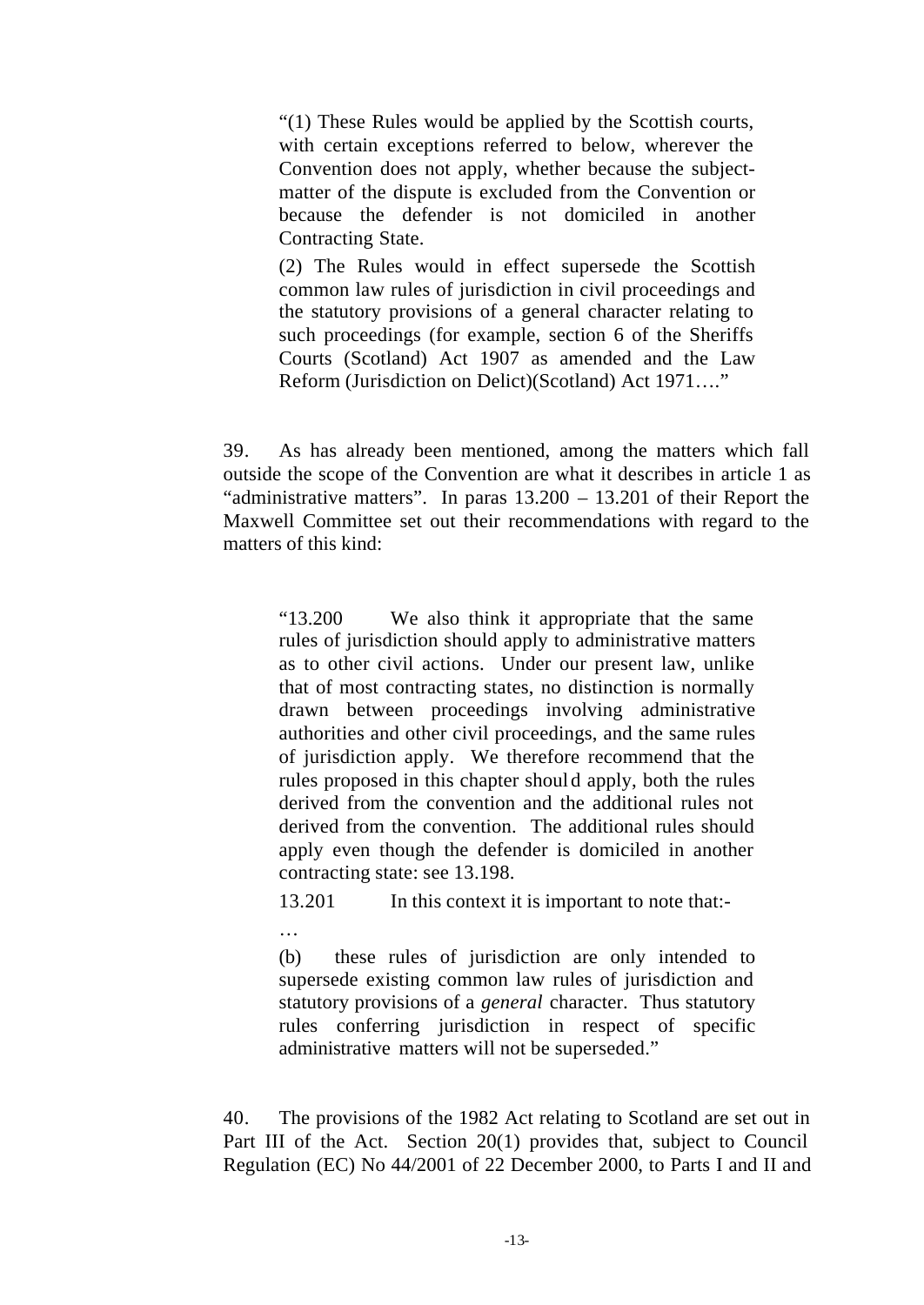> "(1) These Rules would be applied by the Scottish courts, with certain exceptions referred to below, wherever the Convention does not apply, whether because the subject-matter of the dispute is excluded from the Convention or because the defender is not domiciled in another Contracting State.
>
> (2) The Rules would in effect supersede the Scottish common law rules of jurisdiction in civil proceedings and the statutory provisions of a general character relating to such proceedings (for example, section 6 of the Sheriffs Courts (Scotland) Act 1907 as amended and the Law Reform (Jurisdiction on Delict)(Scotland) Act 1971…."

39. As has already been mentioned, among the matters which fall outside the scope of the Convention are what it describes in article 1 as "administrative matters". In paras 13.200 – 13.201 of their Report the Maxwell Committee set out their recommendations with regard to the matters of this kind:

> "13.200 We also think it appropriate that the same rules of jurisdiction should apply to administrative matters as to other civil actions. Under our present law, unlike that of most contracting states, no distinction is normally drawn between proceedings involving administrative authorities and other civil proceedings, and the same rules of jurisdiction apply. We therefore recommend that the rules proposed in this chapter should apply, both the rules derived from the convention and the additional rules not derived from the convention. The additional rules should apply even though the defender is domiciled in another contracting state: see 13.198.
>
> 13.201 In this context it is important to note that:-
>
> …
>
> (b) these rules of jurisdiction are only intended to supersede existing common law rules of jurisdiction and statutory provisions of a *general* character. Thus statutory rules conferring jurisdiction in respect of specific administrative matters will not be superseded."

40. The provisions of the 1982 Act relating to Scotland are set out in Part III of the Act. Section 20(1) provides that, subject to Council Regulation (EC) No 44/2001 of 22 December 2000, to Parts I and II and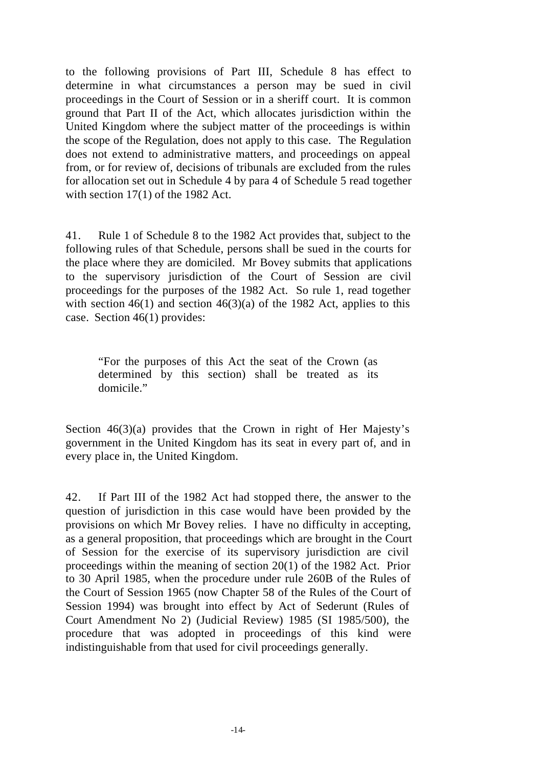to the following provisions of Part III, Schedule 8 has effect to determine in what circumstances a person may be sued in civil proceedings in the Court of Session or in a sheriff court. It is common ground that Part II of the Act, which allocates jurisdiction within the United Kingdom where the subject matter of the proceedings is within the scope of the Regulation, does not apply to this case. The Regulation does not extend to administrative matters, and proceedings on appeal from, or for review of, decisions of tribunals are excluded from the rules for allocation set out in Schedule 4 by para 4 of Schedule 5 read together with section 17(1) of the 1982 Act.

41. Rule 1 of Schedule 8 to the 1982 Act provides that, subject to the following rules of that Schedule, persons shall be sued in the courts for the place where they are domiciled. Mr Bovey submits that applications to the supervisory jurisdiction of the Court of Session are civil proceedings for the purposes of the 1982 Act. So rule 1, read together with section 46(1) and section 46(3)(a) of the 1982 Act, applies to this case. Section 46(1) provides:

> "For the purposes of this Act the seat of the Crown (as determined by this section) shall be treated as its domicile."

Section 46(3)(a) provides that the Crown in right of Her Majesty's government in the United Kingdom has its seat in every part of, and in every place in, the United Kingdom.

42. If Part III of the 1982 Act had stopped there, the answer to the question of jurisdiction in this case would have been provided by the provisions on which Mr Bovey relies. I have no difficulty in accepting, as a general proposition, that proceedings which are brought in the Court of Session for the exercise of its supervisory jurisdiction are civil proceedings within the meaning of section 20(1) of the 1982 Act. Prior to 30 April 1985, when the procedure under rule 260B of the Rules of the Court of Session 1965 (now Chapter 58 of the Rules of the Court of Session 1994) was brought into effect by Act of Sederunt (Rules of Court Amendment No 2) (Judicial Review) 1985 (SI 1985/500), the procedure that was adopted in proceedings of this kind were indistinguishable from that used for civil proceedings generally.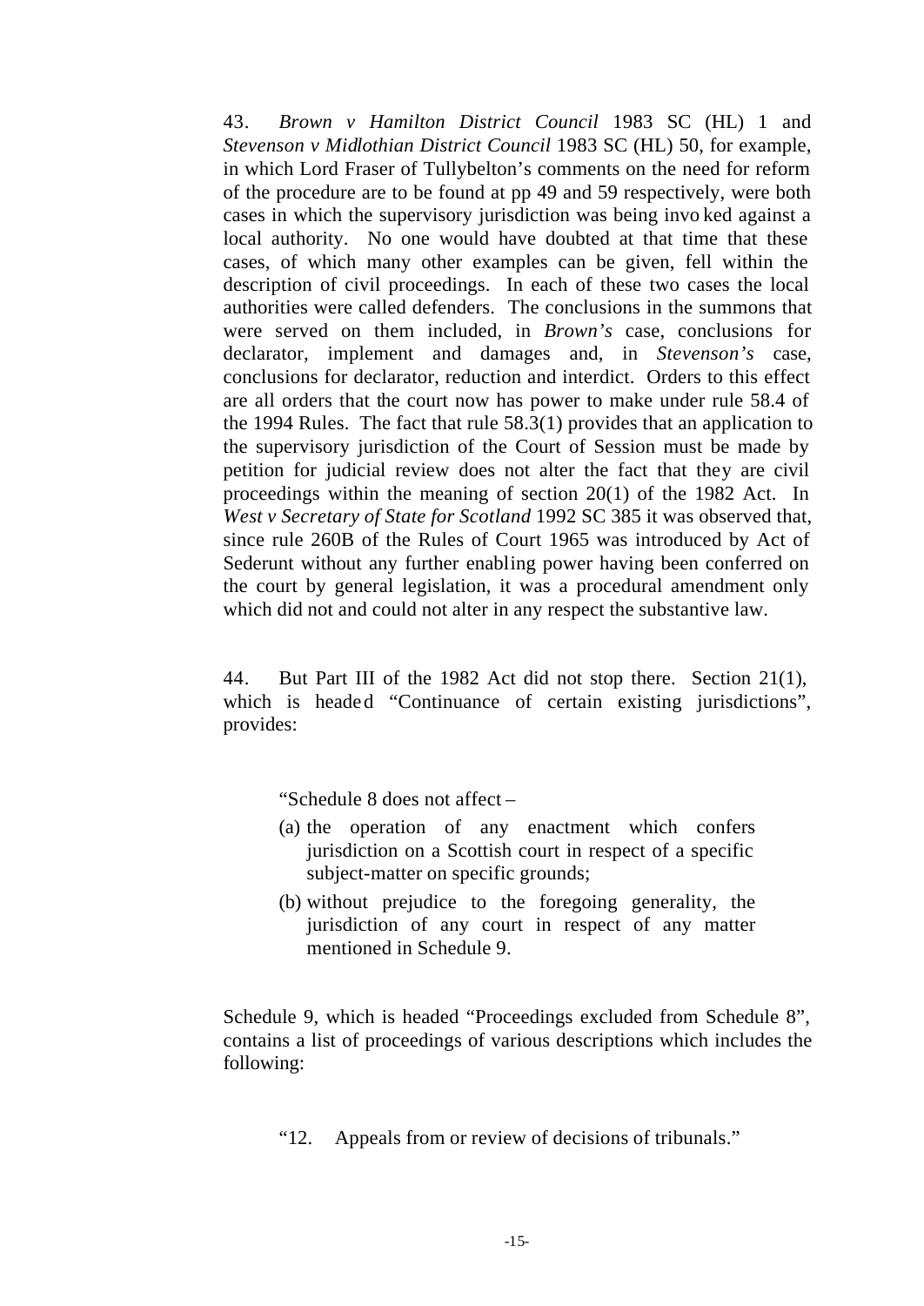43. *Brown v Hamilton District Council* 1983 SC (HL) 1 and *Stevenson v Midlothian District Council* 1983 SC (HL) 50, for example, in which Lord Fraser of Tullybelton's comments on the need for reform of the procedure are to be found at pp 49 and 59 respectively, were both cases in which the supervisory jurisdiction was being invoked against a local authority. No one would have doubted at that time that these cases, of which many other examples can be given, fell within the description of civil proceedings. In each of these two cases the local authorities were called defenders. The conclusions in the summons that were served on them included, in *Brown's* case, conclusions for declarator, implement and damages and, in *Stevenson's* case, conclusions for declarator, reduction and interdict. Orders to this effect are all orders that the court now has power to make under rule 58.4 of the 1994 Rules. The fact that rule 58.3(1) provides that an application to the supervisory jurisdiction of the Court of Session must be made by petition for judicial review does not alter the fact that they are civil proceedings within the meaning of section 20(1) of the 1982 Act. In *West v Secretary of State for Scotland* 1992 SC 385 it was observed that, since rule 260B of the Rules of Court 1965 was introduced by Act of Sederunt without any further enabling power having been conferred on the court by general legislation, it was a procedural amendment only which did not and could not alter in any respect the substantive law.

44. But Part III of the 1982 Act did not stop there. Section 21(1), which is headed "Continuance of certain existing jurisdictions", provides:

> "Schedule 8 does not affect –
>
> (a) the operation of any enactment which confers jurisdiction on a Scottish court in respect of a specific subject-matter on specific grounds;
>
> (b) without prejudice to the foregoing generality, the jurisdiction of any court in respect of any matter mentioned in Schedule 9.

Schedule 9, which is headed "Proceedings excluded from Schedule 8", contains a list of proceedings of various descriptions which includes the following:

> "12. Appeals from or review of decisions of tribunals."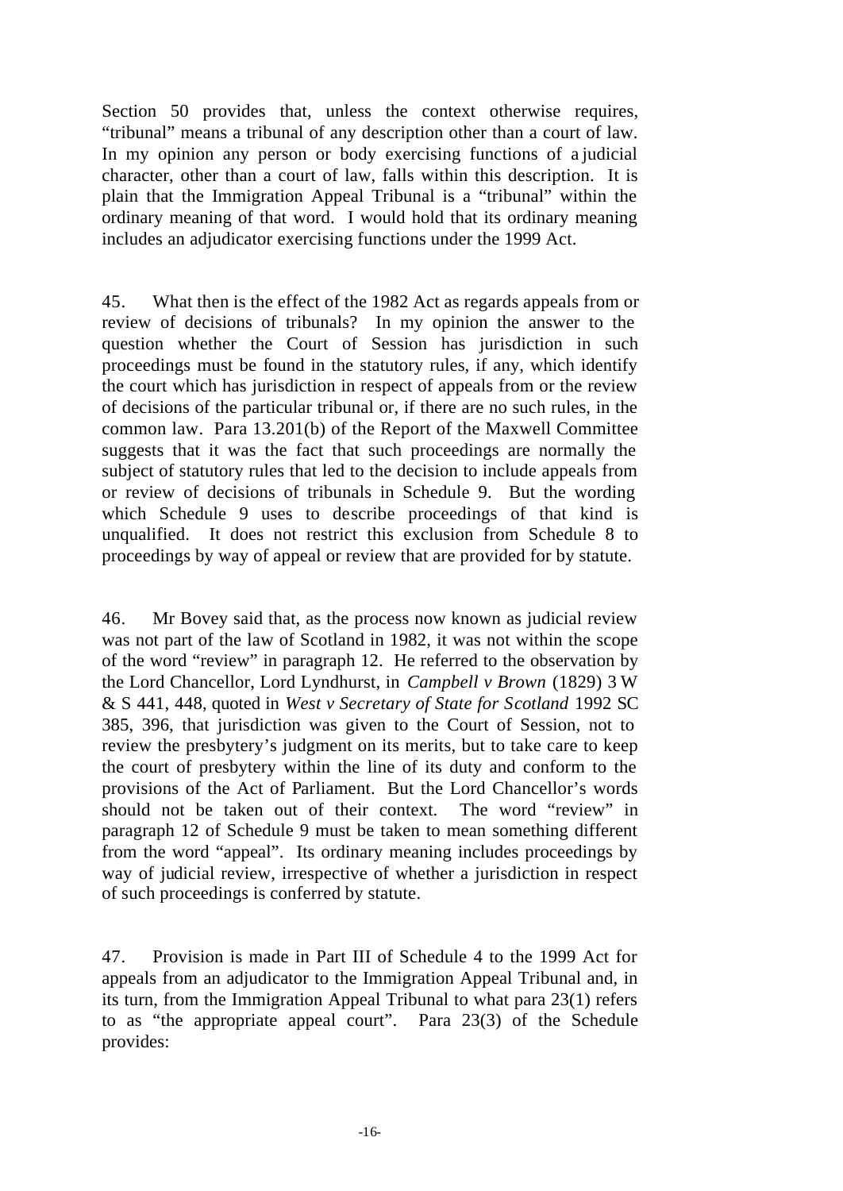Section 50 provides that, unless the context otherwise requires, "tribunal" means a tribunal of any description other than a court of law. In my opinion any person or body exercising functions of a judicial character, other than a court of law, falls within this description. It is plain that the Immigration Appeal Tribunal is a "tribunal" within the ordinary meaning of that word. I would hold that its ordinary meaning includes an adjudicator exercising functions under the 1999 Act.

45. What then is the effect of the 1982 Act as regards appeals from or review of decisions of tribunals? In my opinion the answer to the question whether the Court of Session has jurisdiction in such proceedings must be found in the statutory rules, if any, which identify the court which has jurisdiction in respect of appeals from or the review of decisions of the particular tribunal or, if there are no such rules, in the common law. Para 13.201(b) of the Report of the Maxwell Committee suggests that it was the fact that such proceedings are normally the subject of statutory rules that led to the decision to include appeals from or review of decisions of tribunals in Schedule 9. But the wording which Schedule 9 uses to describe proceedings of that kind is unqualified. It does not restrict this exclusion from Schedule 8 to proceedings by way of appeal or review that are provided for by statute.

46. Mr Bovey said that, as the process now known as judicial review was not part of the law of Scotland in 1982, it was not within the scope of the word "review" in paragraph 12. He referred to the observation by the Lord Chancellor, Lord Lyndhurst, in *Campbell v Brown* (1829) 3 W & S 441, 448, quoted in *West v Secretary of State for Scotland* 1992 SC 385, 396, that jurisdiction was given to the Court of Session, not to review the presbytery's judgment on its merits, but to take care to keep the court of presbytery within the line of its duty and conform to the provisions of the Act of Parliament. But the Lord Chancellor's words should not be taken out of their context. The word "review" in paragraph 12 of Schedule 9 must be taken to mean something different from the word "appeal". Its ordinary meaning includes proceedings by way of judicial review, irrespective of whether a jurisdiction in respect of such proceedings is conferred by statute.

47. Provision is made in Part III of Schedule 4 to the 1999 Act for appeals from an adjudicator to the Immigration Appeal Tribunal and, in its turn, from the Immigration Appeal Tribunal to what para 23(1) refers to as "the appropriate appeal court". Para 23(3) of the Schedule provides: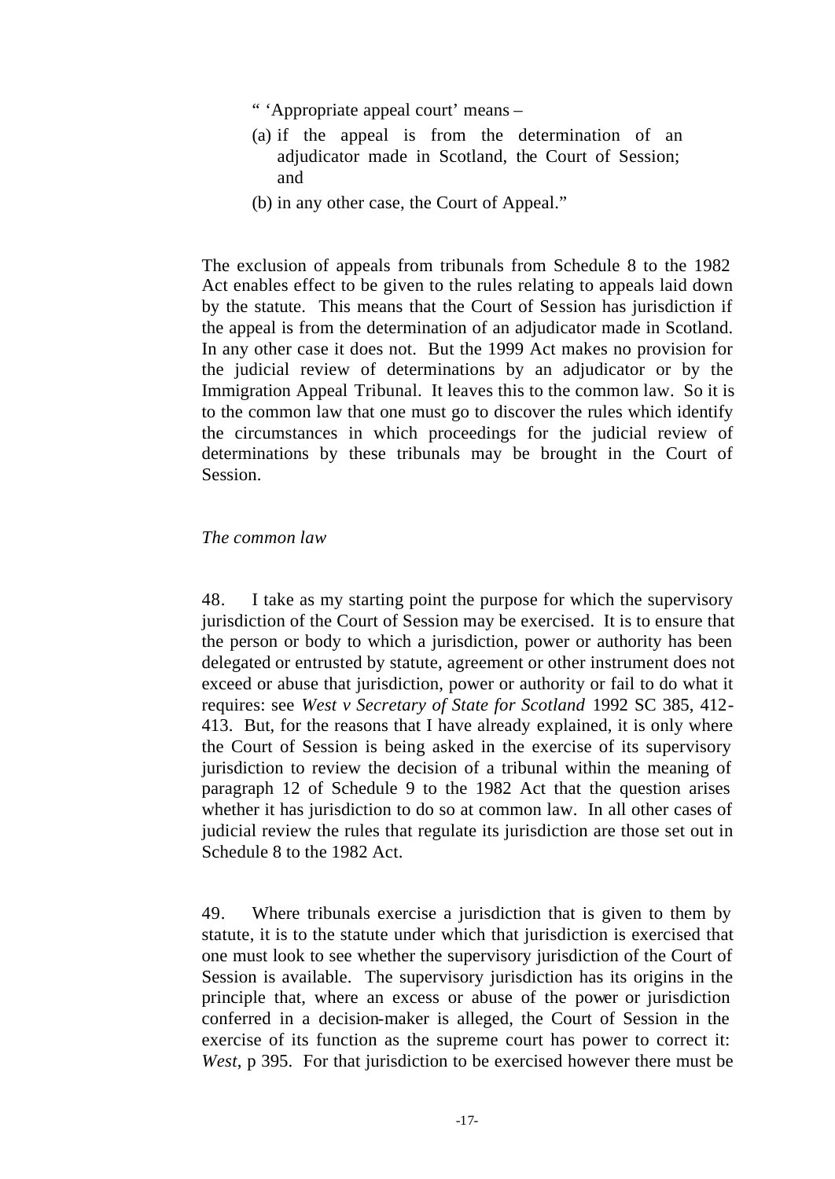> " 'Appropriate appeal court' means –
>
> (a) if the appeal is from the determination of an adjudicator made in Scotland, the Court of Session; and
>
> (b) in any other case, the Court of Appeal."

The exclusion of appeals from tribunals from Schedule 8 to the 1982 Act enables effect to be given to the rules relating to appeals laid down by the statute. This means that the Court of Session has jurisdiction if the appeal is from the determination of an adjudicator made in Scotland. In any other case it does not. But the 1999 Act makes no provision for the judicial review of determinations by an adjudicator or by the Immigration Appeal Tribunal. It leaves this to the common law. So it is to the common law that one must go to discover the rules which identify the circumstances in which proceedings for the judicial review of determinations by these tribunals may be brought in the Court of Session.

*The common law*

48. I take as my starting point the purpose for which the supervisory jurisdiction of the Court of Session may be exercised. It is to ensure that the person or body to which a jurisdiction, power or authority has been delegated or entrusted by statute, agreement or other instrument does not exceed or abuse that jurisdiction, power or authority or fail to do what it requires: see *West v Secretary of State for Scotland* 1992 SC 385, 412-413. But, for the reasons that I have already explained, it is only where the Court of Session is being asked in the exercise of its supervisory jurisdiction to review the decision of a tribunal within the meaning of paragraph 12 of Schedule 9 to the 1982 Act that the question arises whether it has jurisdiction to do so at common law. In all other cases of judicial review the rules that regulate its jurisdiction are those set out in Schedule 8 to the 1982 Act.

49. Where tribunals exercise a jurisdiction that is given to them by statute, it is to the statute under which that jurisdiction is exercised that one must look to see whether the supervisory jurisdiction of the Court of Session is available. The supervisory jurisdiction has its origins in the principle that, where an excess or abuse of the power or jurisdiction conferred in a decision-maker is alleged, the Court of Session in the exercise of its function as the supreme court has power to correct it: *West*, p 395. For that jurisdiction to be exercised however there must be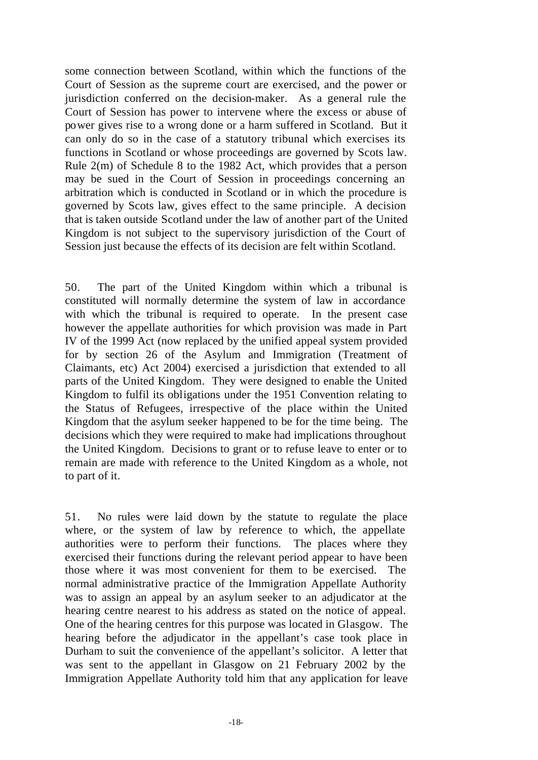some connection between Scotland, within which the functions of the Court of Session as the supreme court are exercised, and the power or jurisdiction conferred on the decision-maker. As a general rule the Court of Session has power to intervene where the excess or abuse of power gives rise to a wrong done or a harm suffered in Scotland. But it can only do so in the case of a statutory tribunal which exercises its functions in Scotland or whose proceedings are governed by Scots law. Rule 2(m) of Schedule 8 to the 1982 Act, which provides that a person may be sued in the Court of Session in proceedings concerning an arbitration which is conducted in Scotland or in which the procedure is governed by Scots law, gives effect to the same principle. A decision that is taken outside Scotland under the law of another part of the United Kingdom is not subject to the supervisory jurisdiction of the Court of Session just because the effects of its decision are felt within Scotland.

50. The part of the United Kingdom within which a tribunal is constituted will normally determine the system of law in accordance with which the tribunal is required to operate. In the present case however the appellate authorities for which provision was made in Part IV of the 1999 Act (now replaced by the unified appeal system provided for by section 26 of the Asylum and Immigration (Treatment of Claimants, etc) Act 2004) exercised a jurisdiction that extended to all parts of the United Kingdom. They were designed to enable the United Kingdom to fulfil its obligations under the 1951 Convention relating to the Status of Refugees, irrespective of the place within the United Kingdom that the asylum seeker happened to be for the time being. The decisions which they were required to make had implications throughout the United Kingdom. Decisions to grant or to refuse leave to enter or to remain are made with reference to the United Kingdom as a whole, not to part of it.

51. No rules were laid down by the statute to regulate the place where, or the system of law by reference to which, the appellate authorities were to perform their functions. The places where they exercised their functions during the relevant period appear to have been those where it was most convenient for them to be exercised. The normal administrative practice of the Immigration Appellate Authority was to assign an appeal by an asylum seeker to an adjudicator at the hearing centre nearest to his address as stated on the notice of appeal. One of the hearing centres for this purpose was located in Glasgow. The hearing before the adjudicator in the appellant's case took place in Durham to suit the convenience of the appellant's solicitor. A letter that was sent to the appellant in Glasgow on 21 February 2002 by the Immigration Appellate Authority told him that any application for leave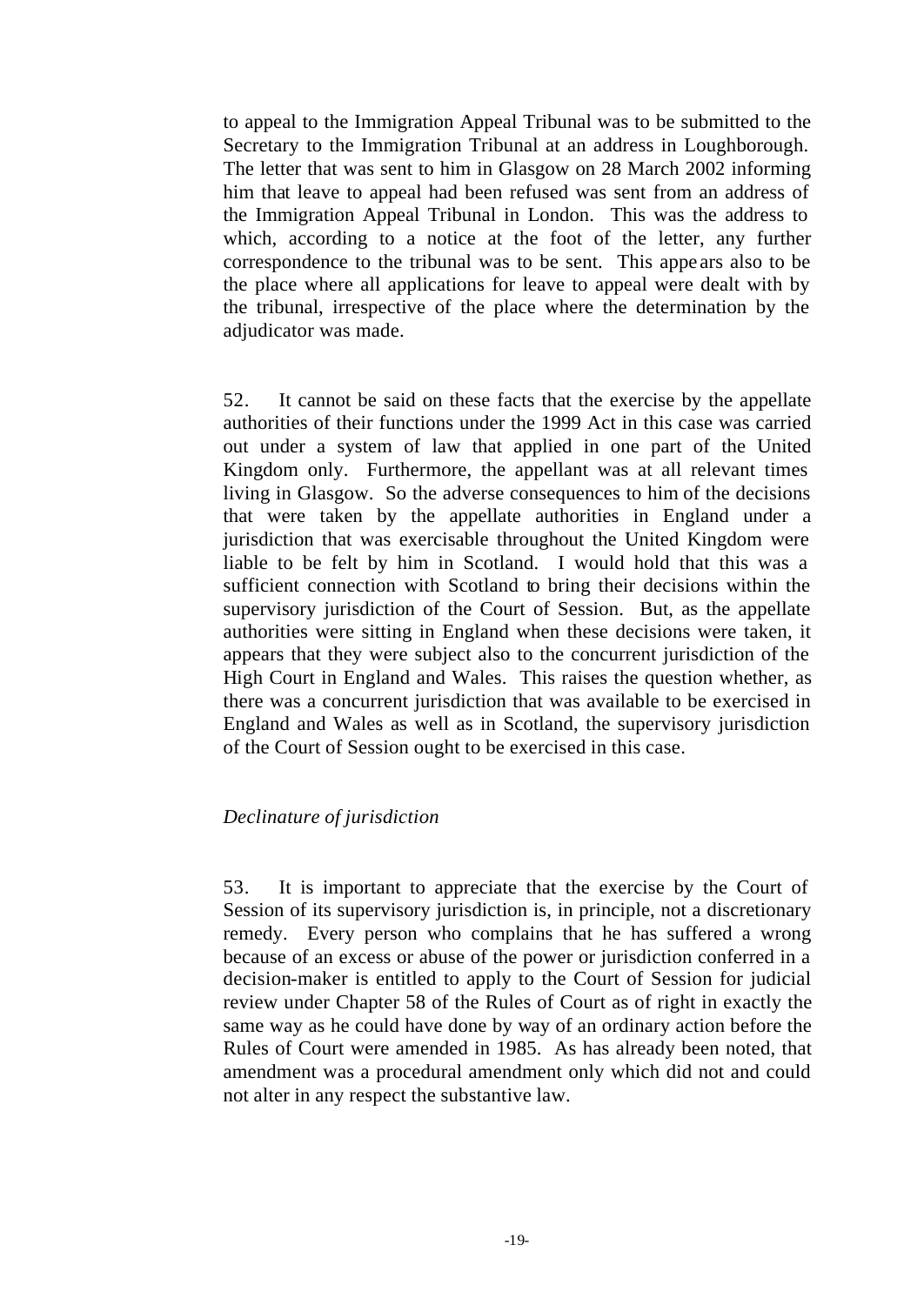to appeal to the Immigration Appeal Tribunal was to be submitted to the Secretary to the Immigration Tribunal at an address in Loughborough. The letter that was sent to him in Glasgow on 28 March 2002 informing him that leave to appeal had been refused was sent from an address of the Immigration Appeal Tribunal in London. This was the address to which, according to a notice at the foot of the letter, any further correspondence to the tribunal was to be sent. This appears also to be the place where all applications for leave to appeal were dealt with by the tribunal, irrespective of the place where the determination by the adjudicator was made.

52. It cannot be said on these facts that the exercise by the appellate authorities of their functions under the 1999 Act in this case was carried out under a system of law that applied in one part of the United Kingdom only. Furthermore, the appellant was at all relevant times living in Glasgow. So the adverse consequences to him of the decisions that were taken by the appellate authorities in England under a jurisdiction that was exercisable throughout the United Kingdom were liable to be felt by him in Scotland. I would hold that this was a sufficient connection with Scotland to bring their decisions within the supervisory jurisdiction of the Court of Session. But, as the appellate authorities were sitting in England when these decisions were taken, it appears that they were subject also to the concurrent jurisdiction of the High Court in England and Wales. This raises the question whether, as there was a concurrent jurisdiction that was available to be exercised in England and Wales as well as in Scotland, the supervisory jurisdiction of the Court of Session ought to be exercised in this case.

*Declinature of jurisdiction*

53. It is important to appreciate that the exercise by the Court of Session of its supervisory jurisdiction is, in principle, not a discretionary remedy. Every person who complains that he has suffered a wrong because of an excess or abuse of the power or jurisdiction conferred in a decision-maker is entitled to apply to the Court of Session for judicial review under Chapter 58 of the Rules of Court as of right in exactly the same way as he could have done by way of an ordinary action before the Rules of Court were amended in 1985. As has already been noted, that amendment was a procedural amendment only which did not and could not alter in any respect the substantive law.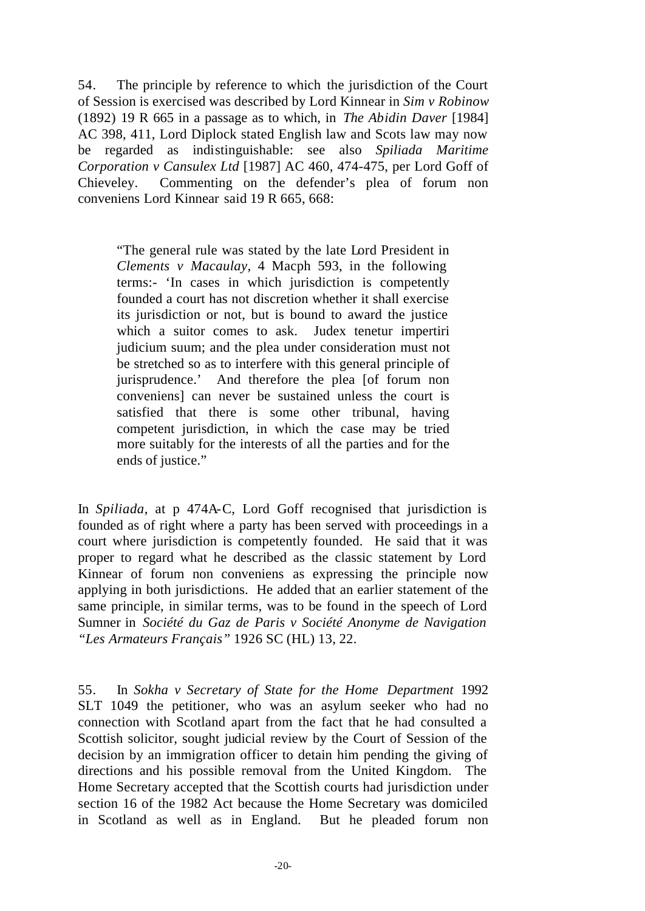54. The principle by reference to which the jurisdiction of the Court of Session is exercised was described by Lord Kinnear in *Sim v Robinow* (1892) 19 R 665 in a passage as to which, in *The Abidin Daver* [1984] AC 398, 411, Lord Diplock stated English law and Scots law may now be regarded as indistinguishable: see also *Spiliada Maritime Corporation v Cansulex Ltd* [1987] AC 460, 474-475, per Lord Goff of Chieveley. Commenting on the defender's plea of forum non conveniens Lord Kinnear said 19 R 665, 668:

> "The general rule was stated by the late Lord President in *Clements v Macaulay*, 4 Macph 593, in the following terms:- 'In cases in which jurisdiction is competently founded a court has not discretion whether it shall exercise its jurisdiction or not, but is bound to award the justice which a suitor comes to ask. Judex tenetur impertiri judicium suum; and the plea under consideration must not be stretched so as to interfere with this general principle of jurisprudence.' And therefore the plea [of forum non conveniens] can never be sustained unless the court is satisfied that there is some other tribunal, having competent jurisdiction, in which the case may be tried more suitably for the interests of all the parties and for the ends of justice."

In *Spiliada*, at p 474A-C, Lord Goff recognised that jurisdiction is founded as of right where a party has been served with proceedings in a court where jurisdiction is competently founded. He said that it was proper to regard what he described as the classic statement by Lord Kinnear of forum non conveniens as expressing the principle now applying in both jurisdictions. He added that an earlier statement of the same principle, in similar terms, was to be found in the speech of Lord Sumner in *Société du Gaz de Paris v Société Anonyme de Navigation "Les Armateurs Français"* 1926 SC (HL) 13, 22.

55. In *Sokha v Secretary of State for the Home Department* 1992 SLT 1049 the petitioner, who was an asylum seeker who had no connection with Scotland apart from the fact that he had consulted a Scottish solicitor, sought judicial review by the Court of Session of the decision by an immigration officer to detain him pending the giving of directions and his possible removal from the United Kingdom. The Home Secretary accepted that the Scottish courts had jurisdiction under section 16 of the 1982 Act because the Home Secretary was domiciled in Scotland as well as in England. But he pleaded forum non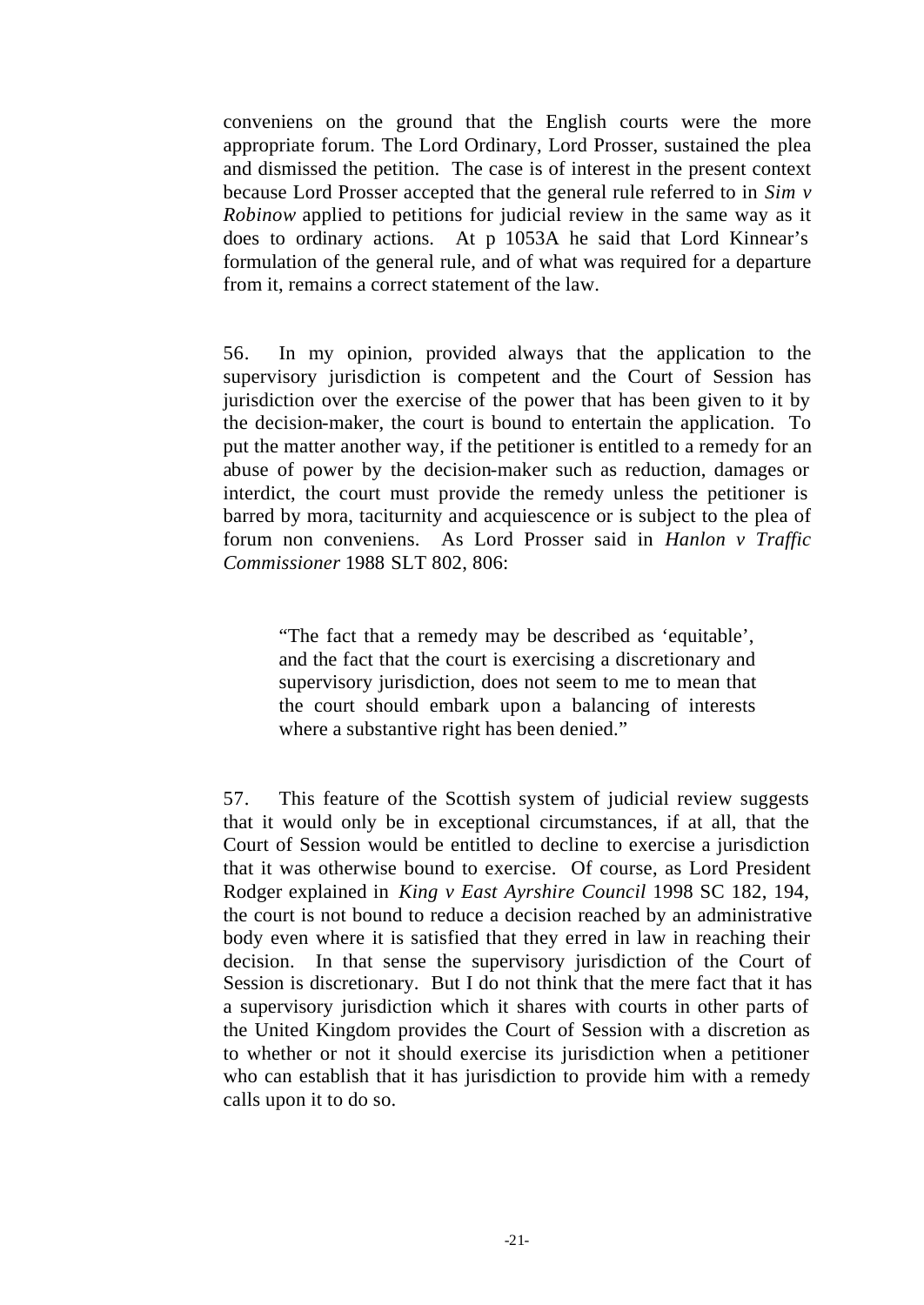conveniens on the ground that the English courts were the more appropriate forum. The Lord Ordinary, Lord Prosser, sustained the plea and dismissed the petition. The case is of interest in the present context because Lord Prosser accepted that the general rule referred to in *Sim v Robinow* applied to petitions for judicial review in the same way as it does to ordinary actions. At p 1053A he said that Lord Kinnear's formulation of the general rule, and of what was required for a departure from it, remains a correct statement of the law.

56. In my opinion, provided always that the application to the supervisory jurisdiction is competent and the Court of Session has jurisdiction over the exercise of the power that has been given to it by the decision-maker, the court is bound to entertain the application. To put the matter another way, if the petitioner is entitled to a remedy for an abuse of power by the decision-maker such as reduction, damages or interdict, the court must provide the remedy unless the petitioner is barred by mora, taciturnity and acquiescence or is subject to the plea of forum non conveniens. As Lord Prosser said in *Hanlon v Traffic Commissioner* 1988 SLT 802, 806:

> "The fact that a remedy may be described as 'equitable', and the fact that the court is exercising a discretionary and supervisory jurisdiction, does not seem to me to mean that the court should embark upon a balancing of interests where a substantive right has been denied."

57. This feature of the Scottish system of judicial review suggests that it would only be in exceptional circumstances, if at all, that the Court of Session would be entitled to decline to exercise a jurisdiction that it was otherwise bound to exercise. Of course, as Lord President Rodger explained in *King v East Ayrshire Council* 1998 SC 182, 194, the court is not bound to reduce a decision reached by an administrative body even where it is satisfied that they erred in law in reaching their decision. In that sense the supervisory jurisdiction of the Court of Session is discretionary. But I do not think that the mere fact that it has a supervisory jurisdiction which it shares with courts in other parts of the United Kingdom provides the Court of Session with a discretion as to whether or not it should exercise its jurisdiction when a petitioner who can establish that it has jurisdiction to provide him with a remedy calls upon it to do so.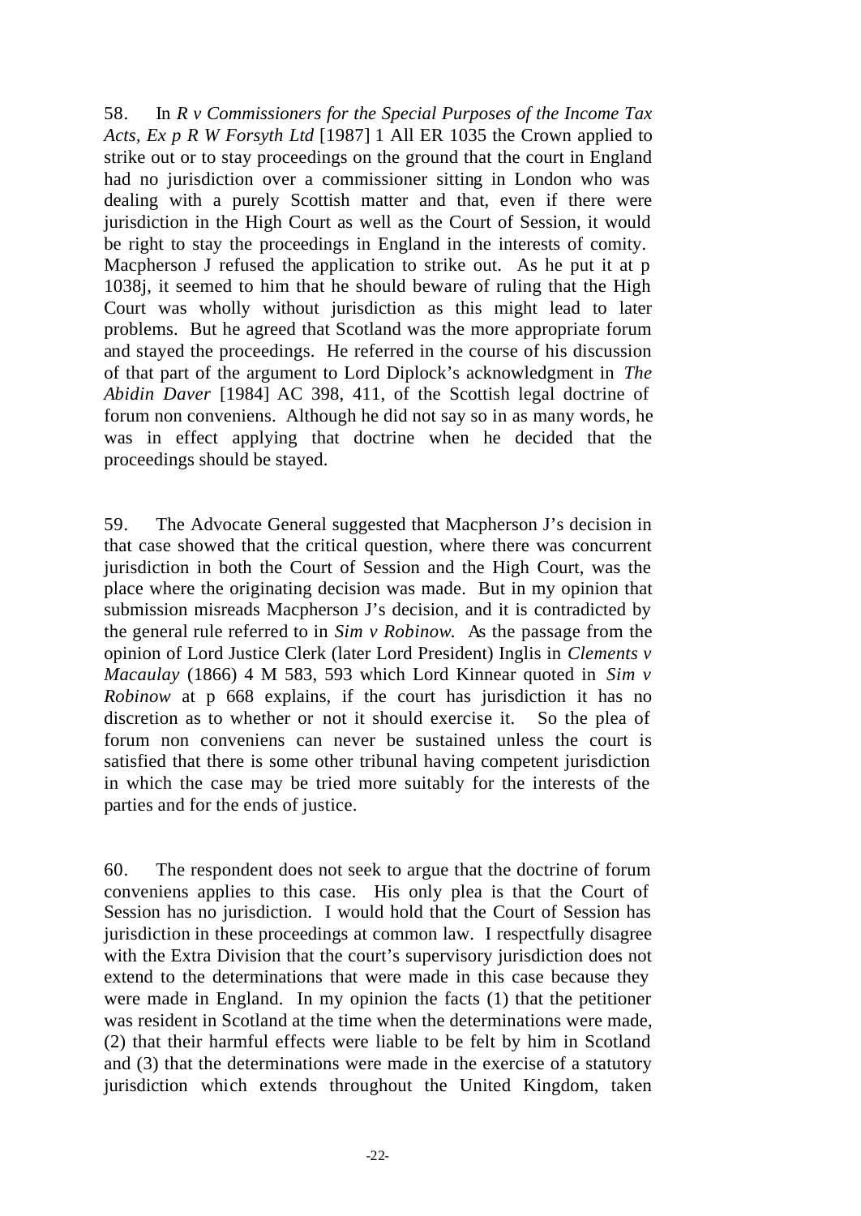58. In *R v Commissioners for the Special Purposes of the Income Tax Acts, Ex p R W Forsyth Ltd* [1987] 1 All ER 1035 the Crown applied to strike out or to stay proceedings on the ground that the court in England had no jurisdiction over a commissioner sitting in London who was dealing with a purely Scottish matter and that, even if there were jurisdiction in the High Court as well as the Court of Session, it would be right to stay the proceedings in England in the interests of comity. Macpherson J refused the application to strike out. As he put it at p 1038j, it seemed to him that he should beware of ruling that the High Court was wholly without jurisdiction as this might lead to later problems. But he agreed that Scotland was the more appropriate forum and stayed the proceedings. He referred in the course of his discussion of that part of the argument to Lord Diplock's acknowledgment in *The Abidin Daver* [1984] AC 398, 411, of the Scottish legal doctrine of forum non conveniens. Although he did not say so in as many words, he was in effect applying that doctrine when he decided that the proceedings should be stayed.

59. The Advocate General suggested that Macpherson J's decision in that case showed that the critical question, where there was concurrent jurisdiction in both the Court of Session and the High Court, was the place where the originating decision was made. But in my opinion that submission misreads Macpherson J's decision, and it is contradicted by the general rule referred to in *Sim v Robinow*. As the passage from the opinion of Lord Justice Clerk (later Lord President) Inglis in *Clements v Macaulay* (1866) 4 M 583, 593 which Lord Kinnear quoted in *Sim v Robinow* at p 668 explains, if the court has jurisdiction it has no discretion as to whether or not it should exercise it. So the plea of forum non conveniens can never be sustained unless the court is satisfied that there is some other tribunal having competent jurisdiction in which the case may be tried more suitably for the interests of the parties and for the ends of justice.

60. The respondent does not seek to argue that the doctrine of forum conveniens applies to this case. His only plea is that the Court of Session has no jurisdiction. I would hold that the Court of Session has jurisdiction in these proceedings at common law. I respectfully disagree with the Extra Division that the court's supervisory jurisdiction does not extend to the determinations that were made in this case because they were made in England. In my opinion the facts (1) that the petitioner was resident in Scotland at the time when the determinations were made, (2) that their harmful effects were liable to be felt by him in Scotland and (3) that the determinations were made in the exercise of a statutory jurisdiction which extends throughout the United Kingdom, taken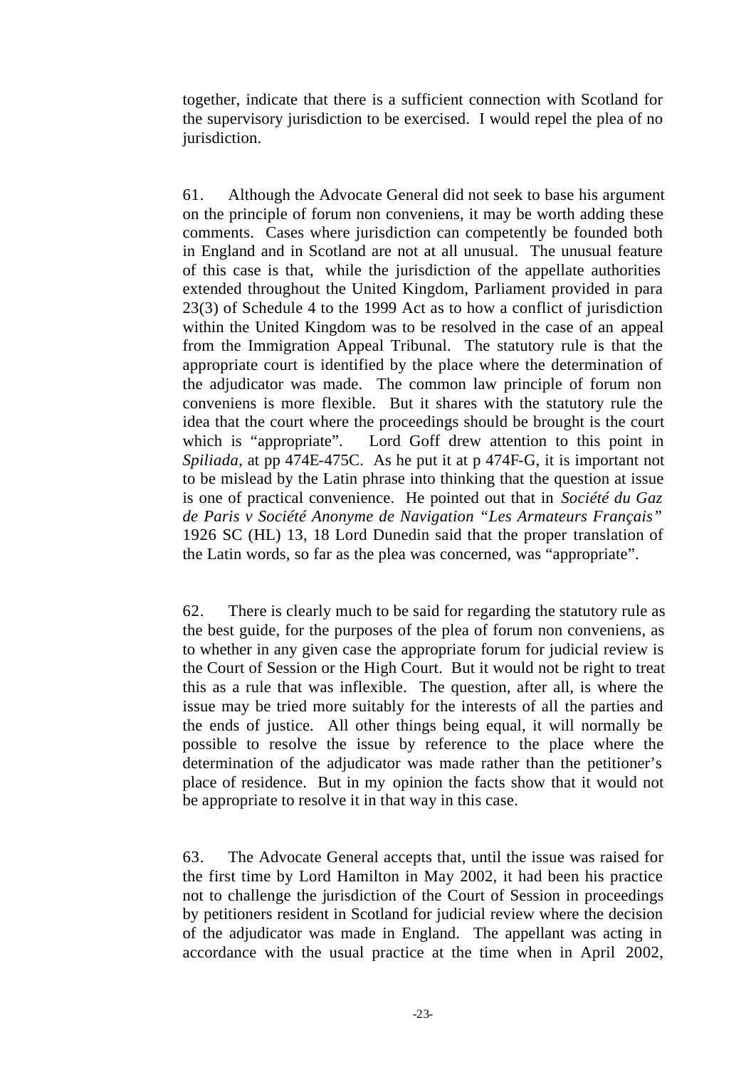together, indicate that there is a sufficient connection with Scotland for the supervisory jurisdiction to be exercised. I would repel the plea of no jurisdiction.

61. Although the Advocate General did not seek to base his argument on the principle of forum non conveniens, it may be worth adding these comments. Cases where jurisdiction can competently be founded both in England and in Scotland are not at all unusual. The unusual feature of this case is that, while the jurisdiction of the appellate authorities extended throughout the United Kingdom, Parliament provided in para 23(3) of Schedule 4 to the 1999 Act as to how a conflict of jurisdiction within the United Kingdom was to be resolved in the case of an appeal from the Immigration Appeal Tribunal. The statutory rule is that the appropriate court is identified by the place where the determination of the adjudicator was made. The common law principle of forum non conveniens is more flexible. But it shares with the statutory rule the idea that the court where the proceedings should be brought is the court which is "appropriate". Lord Goff drew attention to this point in *Spiliada*, at pp 474E-475C. As he put it at p 474F-G, it is important not to be mislead by the Latin phrase into thinking that the question at issue is one of practical convenience. He pointed out that in *Société du Gaz de Paris v Société Anonyme de Navigation "Les Armateurs Français"* 1926 SC (HL) 13, 18 Lord Dunedin said that the proper translation of the Latin words, so far as the plea was concerned, was "appropriate".

62. There is clearly much to be said for regarding the statutory rule as the best guide, for the purposes of the plea of forum non conveniens, as to whether in any given case the appropriate forum for judicial review is the Court of Session or the High Court. But it would not be right to treat this as a rule that was inflexible. The question, after all, is where the issue may be tried more suitably for the interests of all the parties and the ends of justice. All other things being equal, it will normally be possible to resolve the issue by reference to the place where the determination of the adjudicator was made rather than the petitioner's place of residence. But in my opinion the facts show that it would not be appropriate to resolve it in that way in this case.

63. The Advocate General accepts that, until the issue was raised for the first time by Lord Hamilton in May 2002, it had been his practice not to challenge the jurisdiction of the Court of Session in proceedings by petitioners resident in Scotland for judicial review where the decision of the adjudicator was made in England. The appellant was acting in accordance with the usual practice at the time when in April 2002,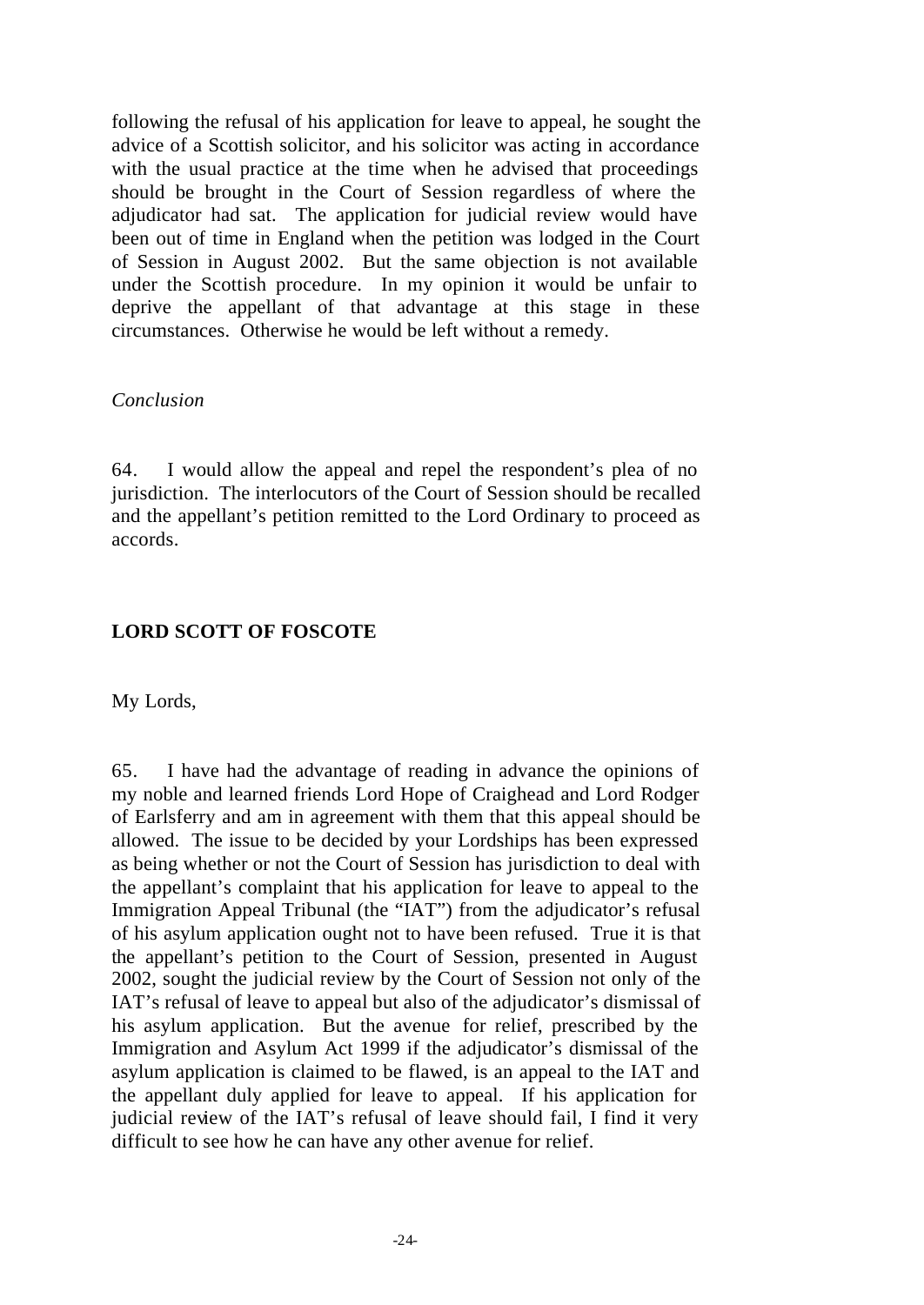following the refusal of his application for leave to appeal, he sought the advice of a Scottish solicitor, and his solicitor was acting in accordance with the usual practice at the time when he advised that proceedings should be brought in the Court of Session regardless of where the adjudicator had sat. The application for judicial review would have been out of time in England when the petition was lodged in the Court of Session in August 2002. But the same objection is not available under the Scottish procedure. In my opinion it would be unfair to deprive the appellant of that advantage at this stage in these circumstances. Otherwise he would be left without a remedy.

*Conclusion*

64. I would allow the appeal and repel the respondent's plea of no jurisdiction. The interlocutors of the Court of Session should be recalled and the appellant's petition remitted to the Lord Ordinary to proceed as accords.

**LORD SCOTT OF FOSCOTE**

My Lords,

65. I have had the advantage of reading in advance the opinions of my noble and learned friends Lord Hope of Craighead and Lord Rodger of Earlsferry and am in agreement with them that this appeal should be allowed. The issue to be decided by your Lordships has been expressed as being whether or not the Court of Session has jurisdiction to deal with the appellant's complaint that his application for leave to appeal to the Immigration Appeal Tribunal (the "IAT") from the adjudicator's refusal of his asylum application ought not to have been refused. True it is that the appellant's petition to the Court of Session, presented in August 2002, sought the judicial review by the Court of Session not only of the IAT's refusal of leave to appeal but also of the adjudicator's dismissal of his asylum application. But the avenue for relief, prescribed by the Immigration and Asylum Act 1999 if the adjudicator's dismissal of the asylum application is claimed to be flawed, is an appeal to the IAT and the appellant duly applied for leave to appeal. If his application for judicial review of the IAT's refusal of leave should fail, I find it very difficult to see how he can have any other avenue for relief.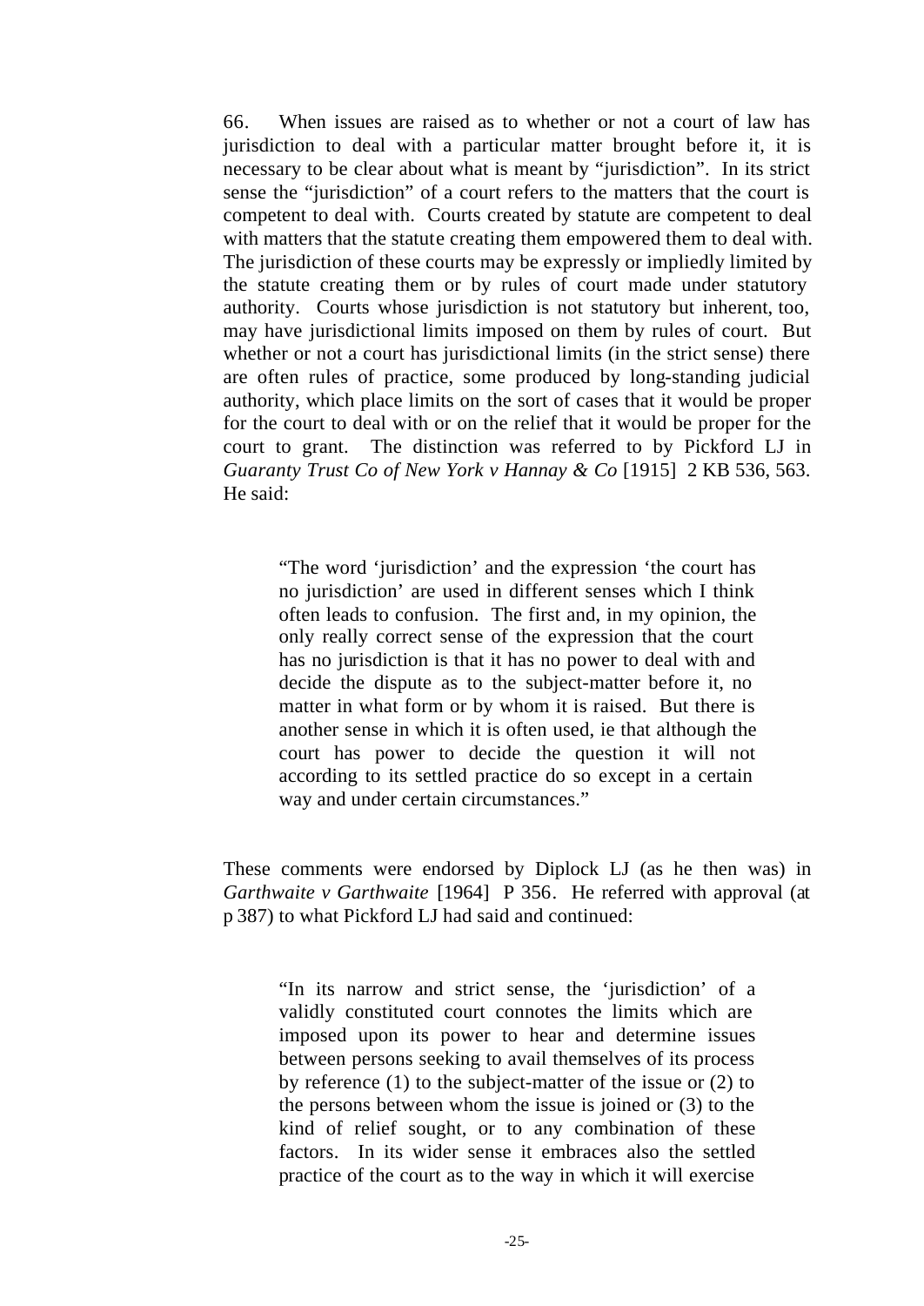66. When issues are raised as to whether or not a court of law has jurisdiction to deal with a particular matter brought before it, it is necessary to be clear about what is meant by "jurisdiction". In its strict sense the "jurisdiction" of a court refers to the matters that the court is competent to deal with. Courts created by statute are competent to deal with matters that the statute creating them empowered them to deal with. The jurisdiction of these courts may be expressly or impliedly limited by the statute creating them or by rules of court made under statutory authority. Courts whose jurisdiction is not statutory but inherent, too, may have jurisdictional limits imposed on them by rules of court. But whether or not a court has jurisdictional limits (in the strict sense) there are often rules of practice, some produced by long-standing judicial authority, which place limits on the sort of cases that it would be proper for the court to deal with or on the relief that it would be proper for the court to grant. The distinction was referred to by Pickford LJ in *Guaranty Trust Co of New York v Hannay & Co* [1915] 2 KB 536, 563. He said:

> "The word 'jurisdiction' and the expression 'the court has no jurisdiction' are used in different senses which I think often leads to confusion. The first and, in my opinion, the only really correct sense of the expression that the court has no jurisdiction is that it has no power to deal with and decide the dispute as to the subject-matter before it, no matter in what form or by whom it is raised. But there is another sense in which it is often used, ie that although the court has power to decide the question it will not according to its settled practice do so except in a certain way and under certain circumstances."

These comments were endorsed by Diplock LJ (as he then was) in *Garthwaite v Garthwaite* [1964] P 356. He referred with approval (at p 387) to what Pickford LJ had said and continued:

> "In its narrow and strict sense, the 'jurisdiction' of a validly constituted court connotes the limits which are imposed upon its power to hear and determine issues between persons seeking to avail themselves of its process by reference (1) to the subject-matter of the issue or (2) to the persons between whom the issue is joined or (3) to the kind of relief sought, or to any combination of these factors. In its wider sense it embraces also the settled practice of the court as to the way in which it will exercise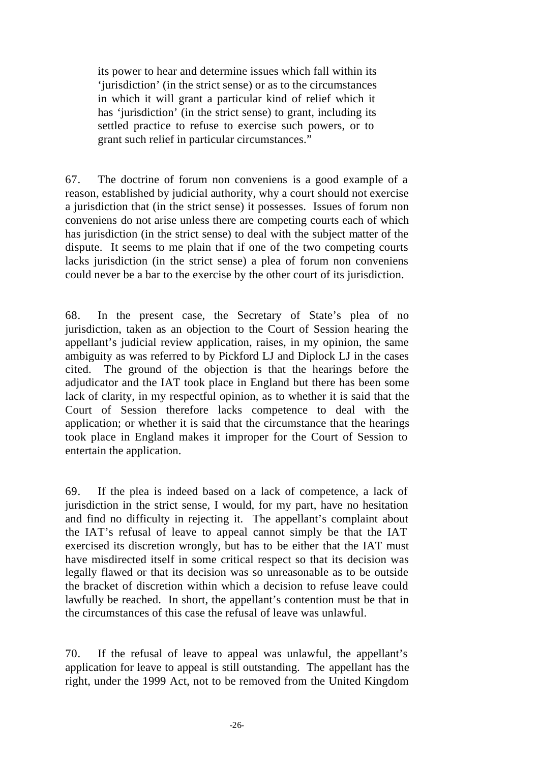> its power to hear and determine issues which fall within its 'jurisdiction' (in the strict sense) or as to the circumstances in which it will grant a particular kind of relief which it has 'jurisdiction' (in the strict sense) to grant, including its settled practice to refuse to exercise such powers, or to grant such relief in particular circumstances."

67. The doctrine of forum non conveniens is a good example of a reason, established by judicial authority, why a court should not exercise a jurisdiction that (in the strict sense) it possesses. Issues of forum non conveniens do not arise unless there are competing courts each of which has jurisdiction (in the strict sense) to deal with the subject matter of the dispute. It seems to me plain that if one of the two competing courts lacks jurisdiction (in the strict sense) a plea of forum non conveniens could never be a bar to the exercise by the other court of its jurisdiction.

68. In the present case, the Secretary of State's plea of no jurisdiction, taken as an objection to the Court of Session hearing the appellant's judicial review application, raises, in my opinion, the same ambiguity as was referred to by Pickford LJ and Diplock LJ in the cases cited. The ground of the objection is that the hearings before the adjudicator and the IAT took place in England but there has been some lack of clarity, in my respectful opinion, as to whether it is said that the Court of Session therefore lacks competence to deal with the application; or whether it is said that the circumstance that the hearings took place in England makes it improper for the Court of Session to entertain the application.

69. If the plea is indeed based on a lack of competence, a lack of jurisdiction in the strict sense, I would, for my part, have no hesitation and find no difficulty in rejecting it. The appellant's complaint about the IAT's refusal of leave to appeal cannot simply be that the IAT exercised its discretion wrongly, but has to be either that the IAT must have misdirected itself in some critical respect so that its decision was legally flawed or that its decision was so unreasonable as to be outside the bracket of discretion within which a decision to refuse leave could lawfully be reached. In short, the appellant's contention must be that in the circumstances of this case the refusal of leave was unlawful.

70. If the refusal of leave to appeal was unlawful, the appellant's application for leave to appeal is still outstanding. The appellant has the right, under the 1999 Act, not to be removed from the United Kingdom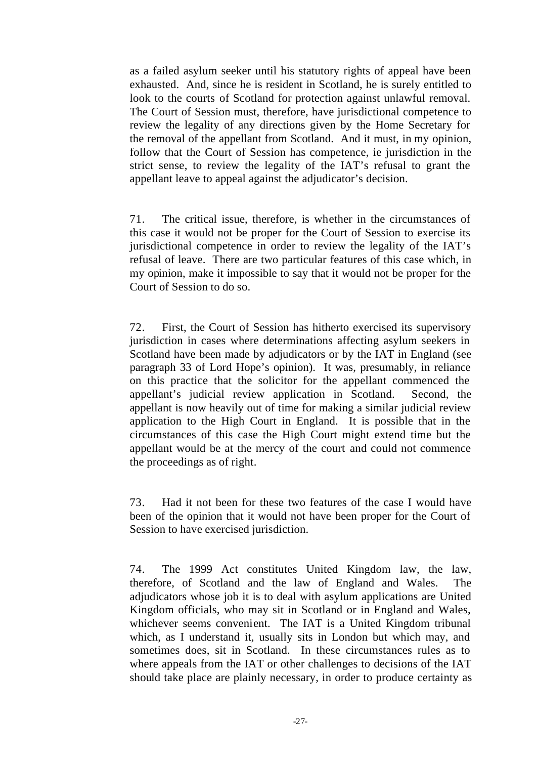as a failed asylum seeker until his statutory rights of appeal have been exhausted. And, since he is resident in Scotland, he is surely entitled to look to the courts of Scotland for protection against unlawful removal. The Court of Session must, therefore, have jurisdictional competence to review the legality of any directions given by the Home Secretary for the removal of the appellant from Scotland. And it must, in my opinion, follow that the Court of Session has competence, ie jurisdiction in the strict sense, to review the legality of the IAT's refusal to grant the appellant leave to appeal against the adjudicator's decision.

71. The critical issue, therefore, is whether in the circumstances of this case it would not be proper for the Court of Session to exercise its jurisdictional competence in order to review the legality of the IAT's refusal of leave. There are two particular features of this case which, in my opinion, make it impossible to say that it would not be proper for the Court of Session to do so.

72. First, the Court of Session has hitherto exercised its supervisory jurisdiction in cases where determinations affecting asylum seekers in Scotland have been made by adjudicators or by the IAT in England (see paragraph 33 of Lord Hope's opinion). It was, presumably, in reliance on this practice that the solicitor for the appellant commenced the appellant's judicial review application in Scotland. Second, the appellant is now heavily out of time for making a similar judicial review application to the High Court in England. It is possible that in the circumstances of this case the High Court might extend time but the appellant would be at the mercy of the court and could not commence the proceedings as of right.

73. Had it not been for these two features of the case I would have been of the opinion that it would not have been proper for the Court of Session to have exercised jurisdiction.

74. The 1999 Act constitutes United Kingdom law, the law, therefore, of Scotland and the law of England and Wales. The adjudicators whose job it is to deal with asylum applications are United Kingdom officials, who may sit in Scotland or in England and Wales, whichever seems convenient. The IAT is a United Kingdom tribunal which, as I understand it, usually sits in London but which may, and sometimes does, sit in Scotland. In these circumstances rules as to where appeals from the IAT or other challenges to decisions of the IAT should take place are plainly necessary, in order to produce certainty as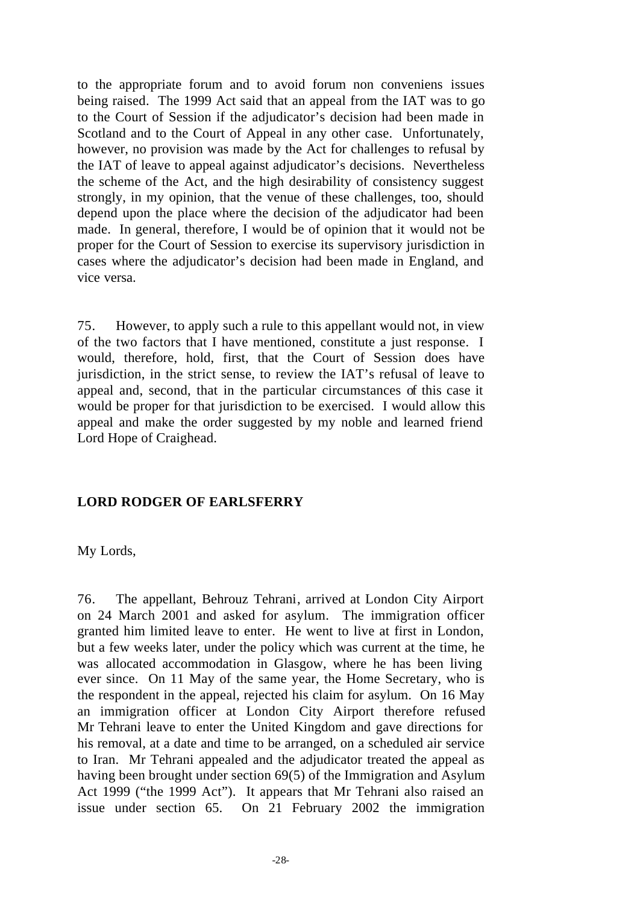to the appropriate forum and to avoid forum non conveniens issues being raised. The 1999 Act said that an appeal from the IAT was to go to the Court of Session if the adjudicator's decision had been made in Scotland and to the Court of Appeal in any other case. Unfortunately, however, no provision was made by the Act for challenges to refusal by the IAT of leave to appeal against adjudicator's decisions. Nevertheless the scheme of the Act, and the high desirability of consistency suggest strongly, in my opinion, that the venue of these challenges, too, should depend upon the place where the decision of the adjudicator had been made. In general, therefore, I would be of opinion that it would not be proper for the Court of Session to exercise its supervisory jurisdiction in cases where the adjudicator's decision had been made in England, and vice versa.

75. However, to apply such a rule to this appellant would not, in view of the two factors that I have mentioned, constitute a just response. I would, therefore, hold, first, that the Court of Session does have jurisdiction, in the strict sense, to review the IAT's refusal of leave to appeal and, second, that in the particular circumstances of this case it would be proper for that jurisdiction to be exercised. I would allow this appeal and make the order suggested by my noble and learned friend Lord Hope of Craighead.

**LORD RODGER OF EARLSFERRY**

My Lords,

76. The appellant, Behrouz Tehrani, arrived at London City Airport on 24 March 2001 and asked for asylum. The immigration officer granted him limited leave to enter. He went to live at first in London, but a few weeks later, under the policy which was current at the time, he was allocated accommodation in Glasgow, where he has been living ever since. On 11 May of the same year, the Home Secretary, who is the respondent in the appeal, rejected his claim for asylum. On 16 May an immigration officer at London City Airport therefore refused Mr Tehrani leave to enter the United Kingdom and gave directions for his removal, at a date and time to be arranged, on a scheduled air service to Iran. Mr Tehrani appealed and the adjudicator treated the appeal as having been brought under section 69(5) of the Immigration and Asylum Act 1999 ("the 1999 Act"). It appears that Mr Tehrani also raised an issue under section 65. On 21 February 2002 the immigration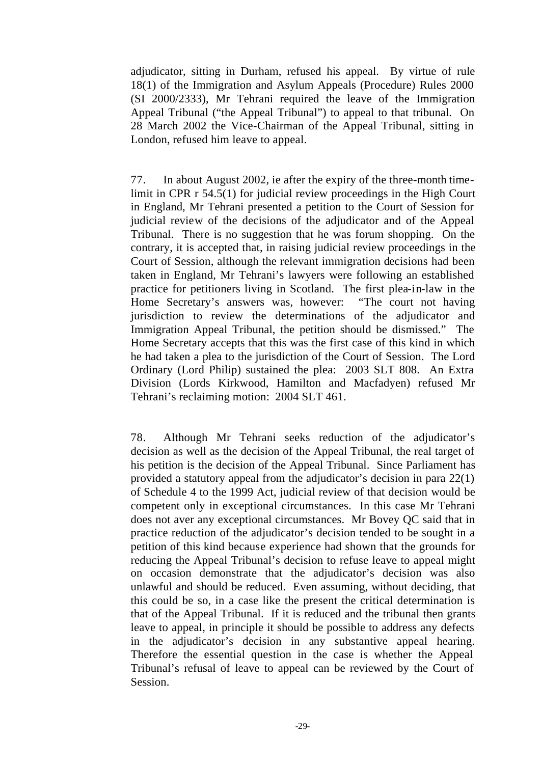adjudicator, sitting in Durham, refused his appeal. By virtue of rule 18(1) of the Immigration and Asylum Appeals (Procedure) Rules 2000 (SI 2000/2333), Mr Tehrani required the leave of the Immigration Appeal Tribunal ("the Appeal Tribunal") to appeal to that tribunal. On 28 March 2002 the Vice-Chairman of the Appeal Tribunal, sitting in London, refused him leave to appeal.

77. In about August 2002, ie after the expiry of the three-month time-limit in CPR r 54.5(1) for judicial review proceedings in the High Court in England, Mr Tehrani presented a petition to the Court of Session for judicial review of the decisions of the adjudicator and of the Appeal Tribunal. There is no suggestion that he was forum shopping. On the contrary, it is accepted that, in raising judicial review proceedings in the Court of Session, although the relevant immigration decisions had been taken in England, Mr Tehrani's lawyers were following an established practice for petitioners living in Scotland. The first plea-in-law in the Home Secretary's answers was, however: "The court not having jurisdiction to review the determinations of the adjudicator and Immigration Appeal Tribunal, the petition should be dismissed." The Home Secretary accepts that this was the first case of this kind in which he had taken a plea to the jurisdiction of the Court of Session. The Lord Ordinary (Lord Philip) sustained the plea: 2003 SLT 808. An Extra Division (Lords Kirkwood, Hamilton and Macfadyen) refused Mr Tehrani's reclaiming motion: 2004 SLT 461.

78. Although Mr Tehrani seeks reduction of the adjudicator's decision as well as the decision of the Appeal Tribunal, the real target of his petition is the decision of the Appeal Tribunal. Since Parliament has provided a statutory appeal from the adjudicator's decision in para 22(1) of Schedule 4 to the 1999 Act, judicial review of that decision would be competent only in exceptional circumstances. In this case Mr Tehrani does not aver any exceptional circumstances. Mr Bovey QC said that in practice reduction of the adjudicator's decision tended to be sought in a petition of this kind because experience had shown that the grounds for reducing the Appeal Tribunal's decision to refuse leave to appeal might on occasion demonstrate that the adjudicator's decision was also unlawful and should be reduced. Even assuming, without deciding, that this could be so, in a case like the present the critical determination is that of the Appeal Tribunal. If it is reduced and the tribunal then grants leave to appeal, in principle it should be possible to address any defects in the adjudicator's decision in any substantive appeal hearing. Therefore the essential question in the case is whether the Appeal Tribunal's refusal of leave to appeal can be reviewed by the Court of Session.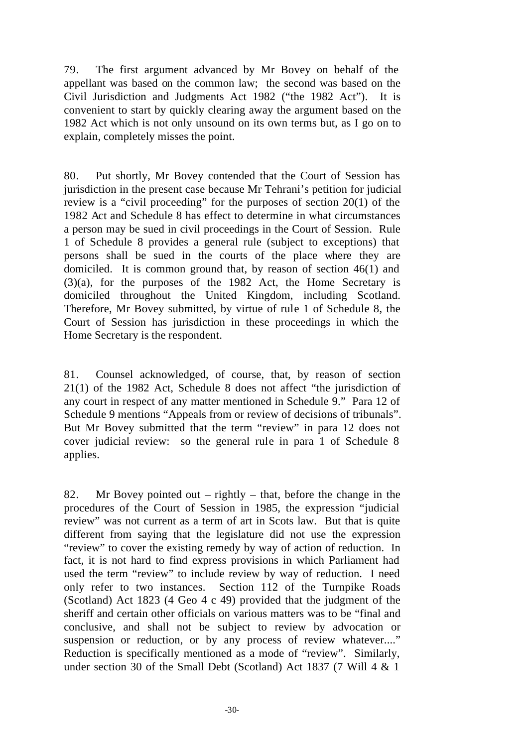79. The first argument advanced by Mr Bovey on behalf of the appellant was based on the common law; the second was based on the Civil Jurisdiction and Judgments Act 1982 ("the 1982 Act"). It is convenient to start by quickly clearing away the argument based on the 1982 Act which is not only unsound on its own terms but, as I go on to explain, completely misses the point.

80. Put shortly, Mr Bovey contended that the Court of Session has jurisdiction in the present case because Mr Tehrani's petition for judicial review is a "civil proceeding" for the purposes of section 20(1) of the 1982 Act and Schedule 8 has effect to determine in what circumstances a person may be sued in civil proceedings in the Court of Session. Rule 1 of Schedule 8 provides a general rule (subject to exceptions) that persons shall be sued in the courts of the place where they are domiciled. It is common ground that, by reason of section 46(1) and (3)(a), for the purposes of the 1982 Act, the Home Secretary is domiciled throughout the United Kingdom, including Scotland. Therefore, Mr Bovey submitted, by virtue of rule 1 of Schedule 8, the Court of Session has jurisdiction in these proceedings in which the Home Secretary is the respondent.

81. Counsel acknowledged, of course, that, by reason of section 21(1) of the 1982 Act, Schedule 8 does not affect "the jurisdiction of any court in respect of any matter mentioned in Schedule 9." Para 12 of Schedule 9 mentions "Appeals from or review of decisions of tribunals". But Mr Bovey submitted that the term "review" in para 12 does not cover judicial review: so the general rule in para 1 of Schedule 8 applies.

82. Mr Bovey pointed out – rightly – that, before the change in the procedures of the Court of Session in 1985, the expression "judicial review" was not current as a term of art in Scots law. But that is quite different from saying that the legislature did not use the expression "review" to cover the existing remedy by way of action of reduction. In fact, it is not hard to find express provisions in which Parliament had used the term "review" to include review by way of reduction. I need only refer to two instances. Section 112 of the Turnpike Roads (Scotland) Act 1823 (4 Geo 4 c 49) provided that the judgment of the sheriff and certain other officials on various matters was to be "final and conclusive, and shall not be subject to review by advocation or suspension or reduction, or by any process of review whatever...." Reduction is specifically mentioned as a mode of "review". Similarly, under section 30 of the Small Debt (Scotland) Act 1837 (7 Will 4 & 1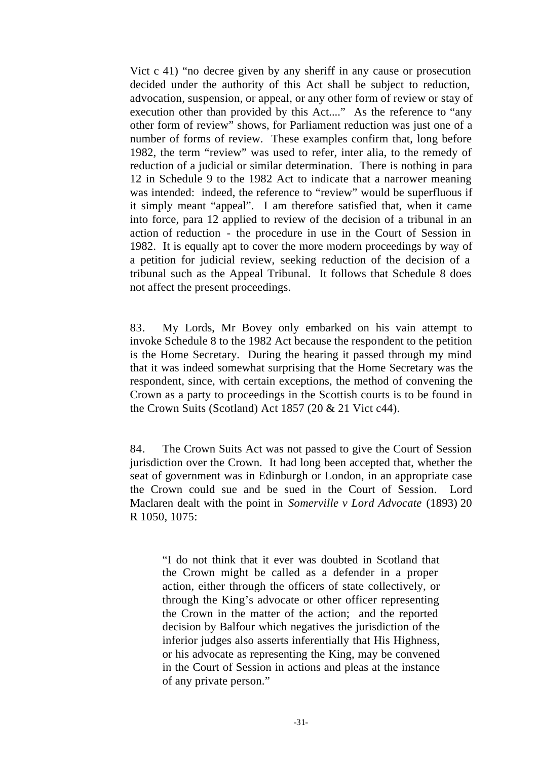Vict c 41) "no decree given by any sheriff in any cause or prosecution decided under the authority of this Act shall be subject to reduction, advocation, suspension, or appeal, or any other form of review or stay of execution other than provided by this Act...." As the reference to "any other form of review" shows, for Parliament reduction was just one of a number of forms of review. These examples confirm that, long before 1982, the term "review" was used to refer, inter alia, to the remedy of reduction of a judicial or similar determination. There is nothing in para 12 in Schedule 9 to the 1982 Act to indicate that a narrower meaning was intended: indeed, the reference to "review" would be superfluous if it simply meant "appeal". I am therefore satisfied that, when it came into force, para 12 applied to review of the decision of a tribunal in an action of reduction - the procedure in use in the Court of Session in 1982. It is equally apt to cover the more modern proceedings by way of a petition for judicial review, seeking reduction of the decision of a tribunal such as the Appeal Tribunal. It follows that Schedule 8 does not affect the present proceedings.

83. My Lords, Mr Bovey only embarked on his vain attempt to invoke Schedule 8 to the 1982 Act because the respondent to the petition is the Home Secretary. During the hearing it passed through my mind that it was indeed somewhat surprising that the Home Secretary was the respondent, since, with certain exceptions, the method of convening the Crown as a party to proceedings in the Scottish courts is to be found in the Crown Suits (Scotland) Act 1857 (20 & 21 Vict c44).

84. The Crown Suits Act was not passed to give the Court of Session jurisdiction over the Crown. It had long been accepted that, whether the seat of government was in Edinburgh or London, in an appropriate case the Crown could sue and be sued in the Court of Session. Lord Maclaren dealt with the point in *Somerville v Lord Advocate* (1893) 20 R 1050, 1075:

> "I do not think that it ever was doubted in Scotland that the Crown might be called as a defender in a proper action, either through the officers of state collectively, or through the King's advocate or other officer representing the Crown in the matter of the action; and the reported decision by Balfour which negatives the jurisdiction of the inferior judges also asserts inferentially that His Highness, or his advocate as representing the King, may be convened in the Court of Session in actions and pleas at the instance of any private person."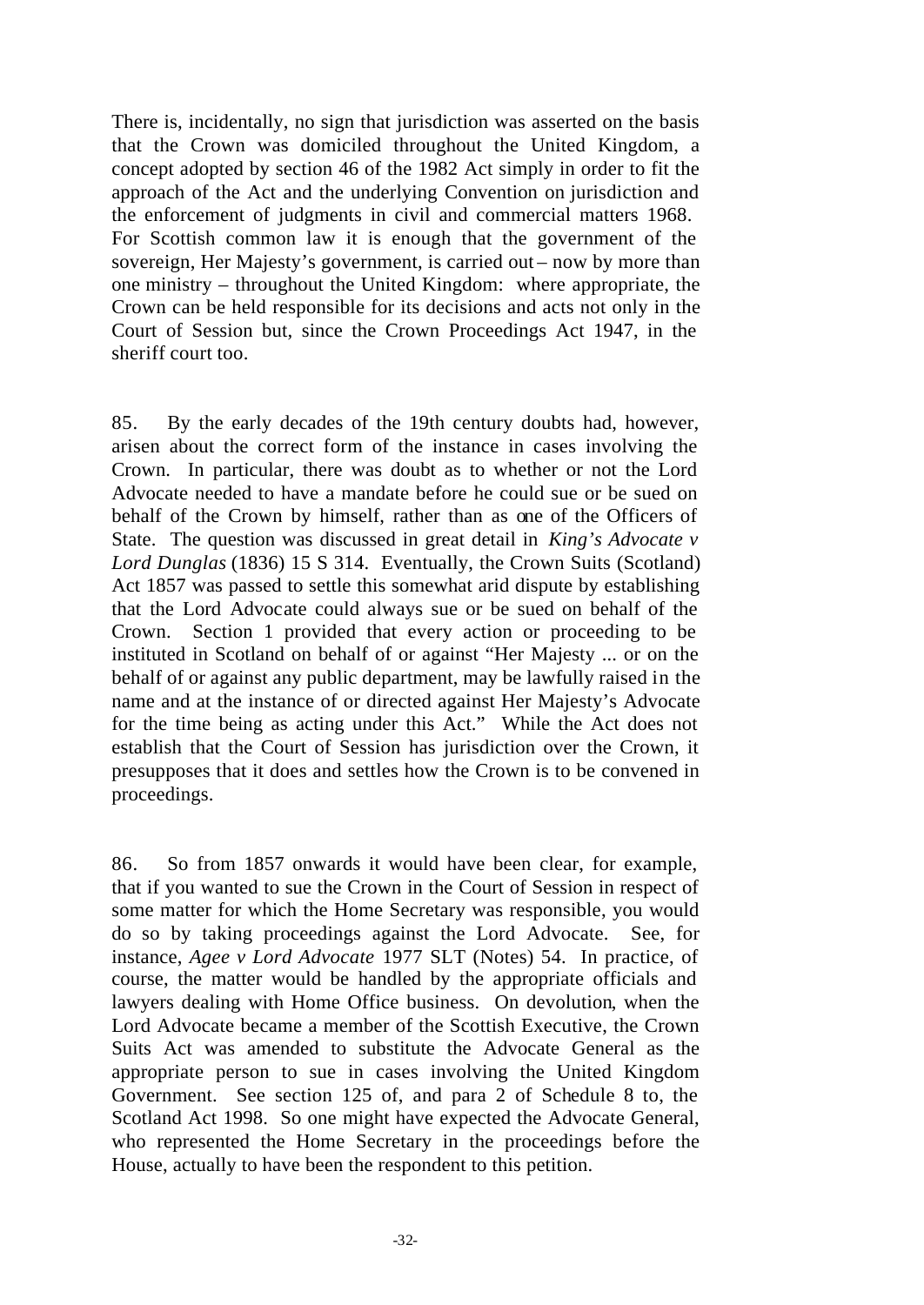There is, incidentally, no sign that jurisdiction was asserted on the basis that the Crown was domiciled throughout the United Kingdom, a concept adopted by section 46 of the 1982 Act simply in order to fit the approach of the Act and the underlying Convention on jurisdiction and the enforcement of judgments in civil and commercial matters 1968. For Scottish common law it is enough that the government of the sovereign, Her Majesty's government, is carried out – now by more than one ministry – throughout the United Kingdom: where appropriate, the Crown can be held responsible for its decisions and acts not only in the Court of Session but, since the Crown Proceedings Act 1947, in the sheriff court too.

85. By the early decades of the 19th century doubts had, however, arisen about the correct form of the instance in cases involving the Crown. In particular, there was doubt as to whether or not the Lord Advocate needed to have a mandate before he could sue or be sued on behalf of the Crown by himself, rather than as one of the Officers of State. The question was discussed in great detail in *King's Advocate v Lord Dunglas* (1836) 15 S 314. Eventually, the Crown Suits (Scotland) Act 1857 was passed to settle this somewhat arid dispute by establishing that the Lord Advocate could always sue or be sued on behalf of the Crown. Section 1 provided that every action or proceeding to be instituted in Scotland on behalf of or against "Her Majesty ... or on the behalf of or against any public department, may be lawfully raised in the name and at the instance of or directed against Her Majesty's Advocate for the time being as acting under this Act." While the Act does not establish that the Court of Session has jurisdiction over the Crown, it presupposes that it does and settles how the Crown is to be convened in proceedings.

86. So from 1857 onwards it would have been clear, for example, that if you wanted to sue the Crown in the Court of Session in respect of some matter for which the Home Secretary was responsible, you would do so by taking proceedings against the Lord Advocate. See, for instance, *Agee v Lord Advocate* 1977 SLT (Notes) 54. In practice, of course, the matter would be handled by the appropriate officials and lawyers dealing with Home Office business. On devolution, when the Lord Advocate became a member of the Scottish Executive, the Crown Suits Act was amended to substitute the Advocate General as the appropriate person to sue in cases involving the United Kingdom Government. See section 125 of, and para 2 of Schedule 8 to, the Scotland Act 1998. So one might have expected the Advocate General, who represented the Home Secretary in the proceedings before the House, actually to have been the respondent to this petition.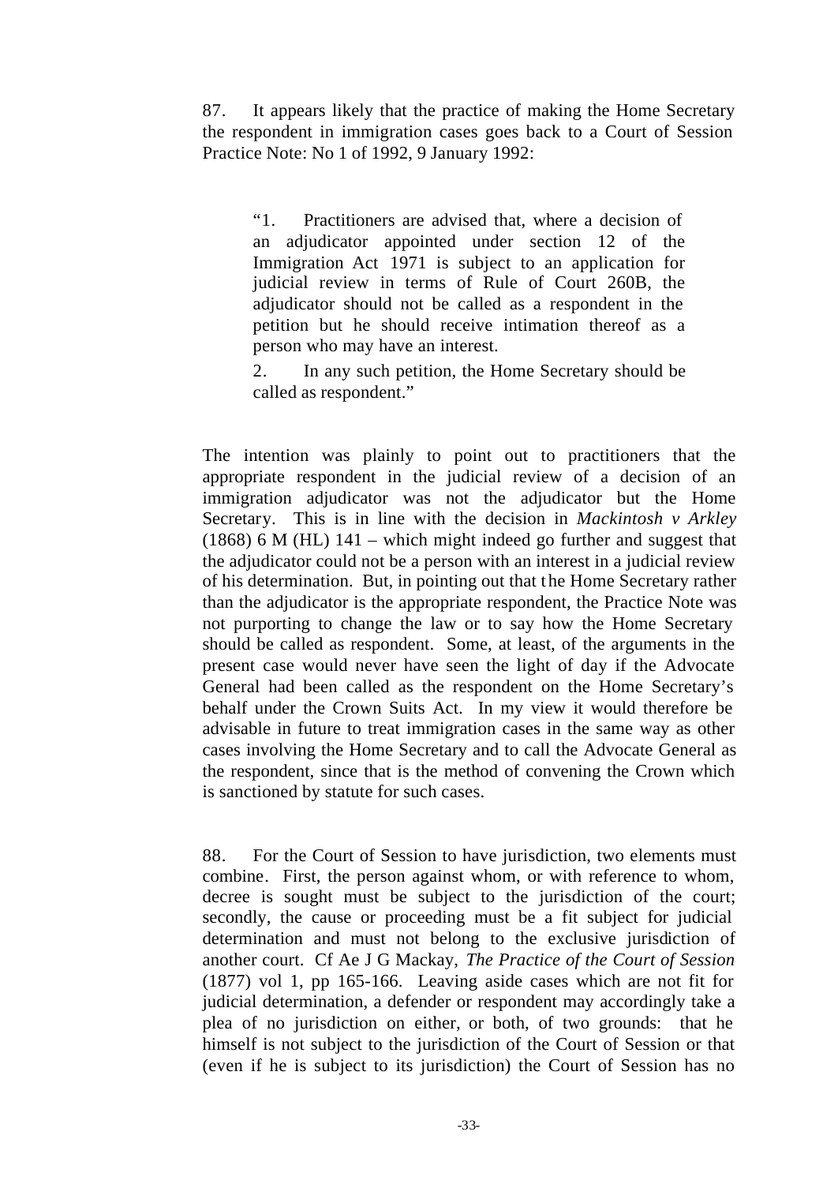87. It appears likely that the practice of making the Home Secretary the respondent in immigration cases goes back to a Court of Session Practice Note: No 1 of 1992, 9 January 1992:

> "1. Practitioners are advised that, where a decision of an adjudicator appointed under section 12 of the Immigration Act 1971 is subject to an application for judicial review in terms of Rule of Court 260B, the adjudicator should not be called as a respondent in the petition but he should receive intimation thereof as a person who may have an interest.
>
> 2. In any such petition, the Home Secretary should be called as respondent."

The intention was plainly to point out to practitioners that the appropriate respondent in the judicial review of a decision of an immigration adjudicator was not the adjudicator but the Home Secretary. This is in line with the decision in *Mackintosh v Arkley* (1868) 6 M (HL) 141 – which might indeed go further and suggest that the adjudicator could not be a person with an interest in a judicial review of his determination. But, in pointing out that the Home Secretary rather than the adjudicator is the appropriate respondent, the Practice Note was not purporting to change the law or to say how the Home Secretary should be called as respondent. Some, at least, of the arguments in the present case would never have seen the light of day if the Advocate General had been called as the respondent on the Home Secretary's behalf under the Crown Suits Act. In my view it would therefore be advisable in future to treat immigration cases in the same way as other cases involving the Home Secretary and to call the Advocate General as the respondent, since that is the method of convening the Crown which is sanctioned by statute for such cases.

88. For the Court of Session to have jurisdiction, two elements must combine. First, the person against whom, or with reference to whom, decree is sought must be subject to the jurisdiction of the court; secondly, the cause or proceeding must be a fit subject for judicial determination and must not belong to the exclusive jurisdiction of another court. Cf Ae J G Mackay, *The Practice of the Court of Session* (1877) vol 1, pp 165-166. Leaving aside cases which are not fit for judicial determination, a defender or respondent may accordingly take a plea of no jurisdiction on either, or both, of two grounds: that he himself is not subject to the jurisdiction of the Court of Session or that (even if he is subject to its jurisdiction) the Court of Session has no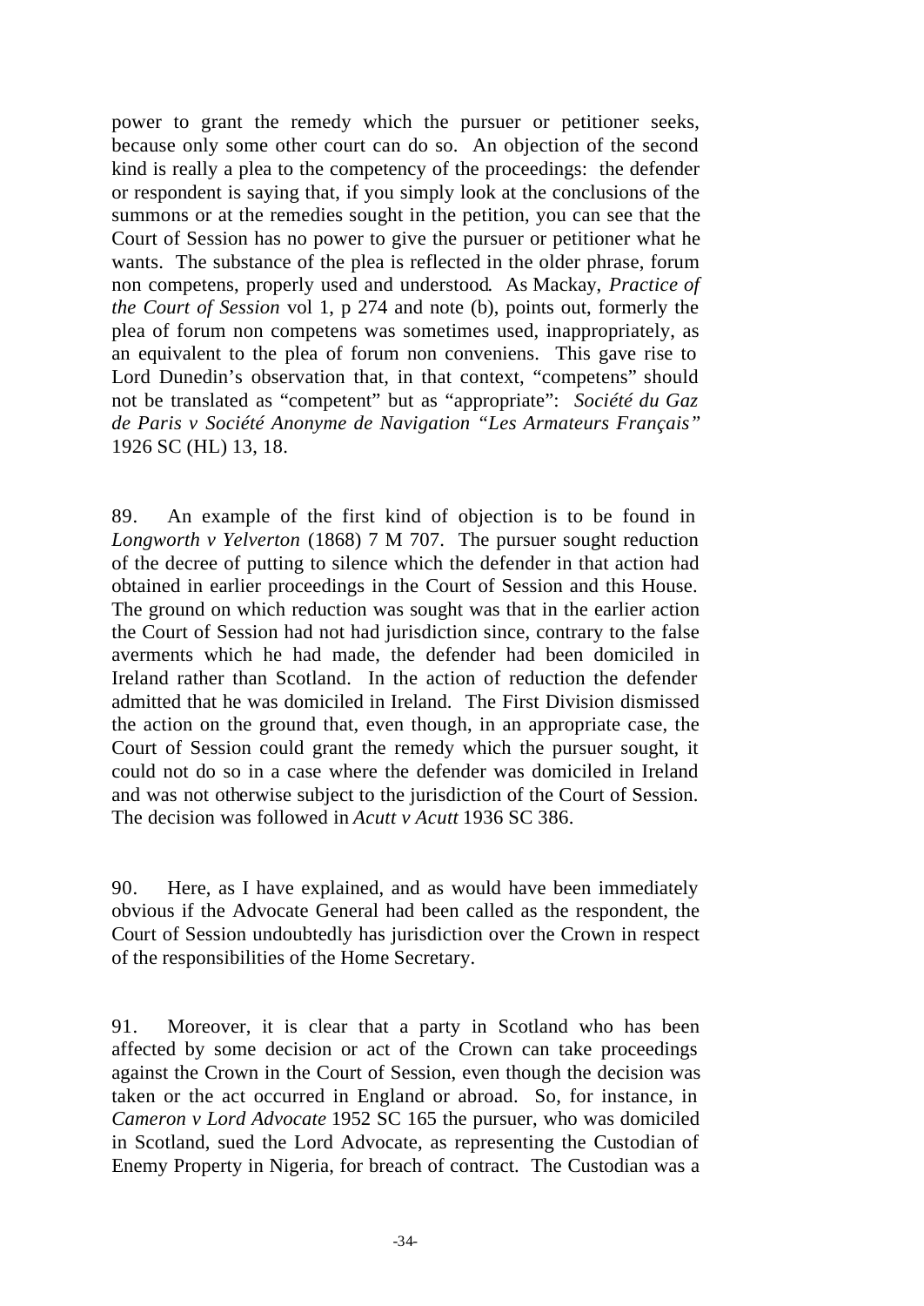power to grant the remedy which the pursuer or petitioner seeks, because only some other court can do so. An objection of the second kind is really a plea to the competency of the proceedings: the defender or respondent is saying that, if you simply look at the conclusions of the summons or at the remedies sought in the petition, you can see that the Court of Session has no power to give the pursuer or petitioner what he wants. The substance of the plea is reflected in the older phrase, forum non competens, properly used and understood. As Mackay, *Practice of the Court of Session* vol 1, p 274 and note (b), points out, formerly the plea of forum non competens was sometimes used, inappropriately, as an equivalent to the plea of forum non conveniens. This gave rise to Lord Dunedin's observation that, in that context, "competens" should not be translated as "competent" but as "appropriate": *Société du Gaz de Paris v Société Anonyme de Navigation "Les Armateurs Français"* 1926 SC (HL) 13, 18.

89. An example of the first kind of objection is to be found in *Longworth v Yelverton* (1868) 7 M 707. The pursuer sought reduction of the decree of putting to silence which the defender in that action had obtained in earlier proceedings in the Court of Session and this House. The ground on which reduction was sought was that in the earlier action the Court of Session had not had jurisdiction since, contrary to the false averments which he had made, the defender had been domiciled in Ireland rather than Scotland. In the action of reduction the defender admitted that he was domiciled in Ireland. The First Division dismissed the action on the ground that, even though, in an appropriate case, the Court of Session could grant the remedy which the pursuer sought, it could not do so in a case where the defender was domiciled in Ireland and was not otherwise subject to the jurisdiction of the Court of Session. The decision was followed in *Acutt v Acutt* 1936 SC 386.

90. Here, as I have explained, and as would have been immediately obvious if the Advocate General had been called as the respondent, the Court of Session undoubtedly has jurisdiction over the Crown in respect of the responsibilities of the Home Secretary.

91. Moreover, it is clear that a party in Scotland who has been affected by some decision or act of the Crown can take proceedings against the Crown in the Court of Session, even though the decision was taken or the act occurred in England or abroad. So, for instance, in *Cameron v Lord Advocate* 1952 SC 165 the pursuer, who was domiciled in Scotland, sued the Lord Advocate, as representing the Custodian of Enemy Property in Nigeria, for breach of contract. The Custodian was a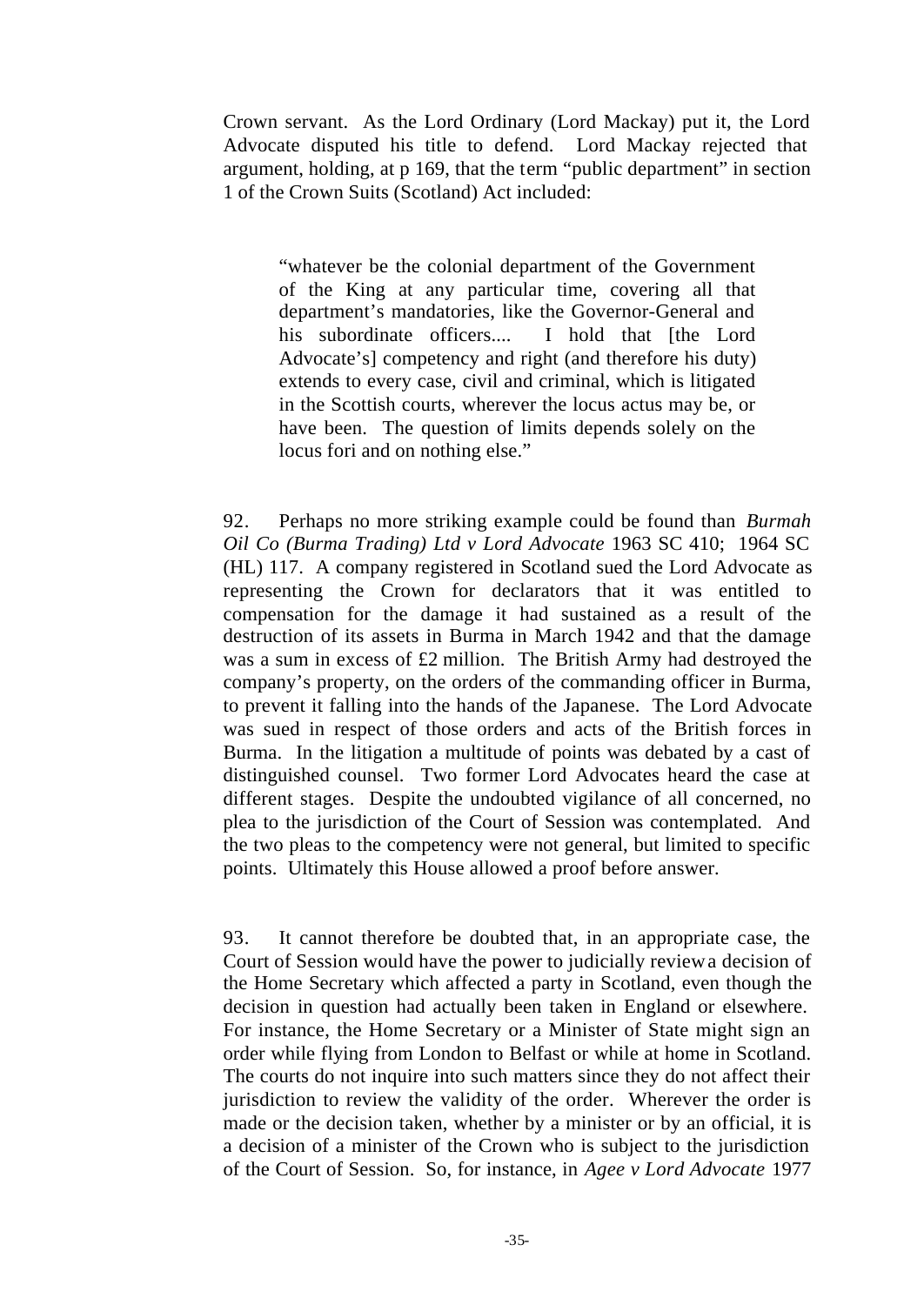Crown servant. As the Lord Ordinary (Lord Mackay) put it, the Lord Advocate disputed his title to defend. Lord Mackay rejected that argument, holding, at p 169, that the term "public department" in section 1 of the Crown Suits (Scotland) Act included:

> "whatever be the colonial department of the Government of the King at any particular time, covering all that department's mandatories, like the Governor-General and his subordinate officers.... I hold that [the Lord Advocate's] competency and right (and therefore his duty) extends to every case, civil and criminal, which is litigated in the Scottish courts, wherever the locus actus may be, or have been. The question of limits depends solely on the locus fori and on nothing else."

92. Perhaps no more striking example could be found than *Burmah Oil Co (Burma Trading) Ltd v Lord Advocate* 1963 SC 410; 1964 SC (HL) 117. A company registered in Scotland sued the Lord Advocate as representing the Crown for declarators that it was entitled to compensation for the damage it had sustained as a result of the destruction of its assets in Burma in March 1942 and that the damage was a sum in excess of £2 million. The British Army had destroyed the company's property, on the orders of the commanding officer in Burma, to prevent it falling into the hands of the Japanese. The Lord Advocate was sued in respect of those orders and acts of the British forces in Burma. In the litigation a multitude of points was debated by a cast of distinguished counsel. Two former Lord Advocates heard the case at different stages. Despite the undoubted vigilance of all concerned, no plea to the jurisdiction of the Court of Session was contemplated. And the two pleas to the competency were not general, but limited to specific points. Ultimately this House allowed a proof before answer.

93. It cannot therefore be doubted that, in an appropriate case, the Court of Session would have the power to judicially review a decision of the Home Secretary which affected a party in Scotland, even though the decision in question had actually been taken in England or elsewhere. For instance, the Home Secretary or a Minister of State might sign an order while flying from London to Belfast or while at home in Scotland. The courts do not inquire into such matters since they do not affect their jurisdiction to review the validity of the order. Wherever the order is made or the decision taken, whether by a minister or by an official, it is a decision of a minister of the Crown who is subject to the jurisdiction of the Court of Session. So, for instance, in *Agee v Lord Advocate* 1977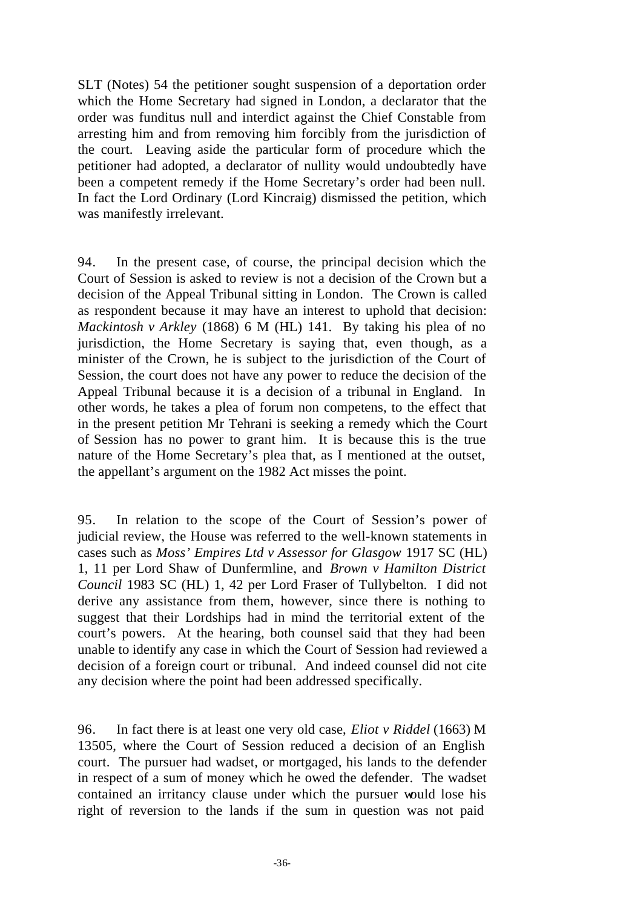SLT (Notes) 54 the petitioner sought suspension of a deportation order which the Home Secretary had signed in London, a declarator that the order was funditus null and interdict against the Chief Constable from arresting him and from removing him forcibly from the jurisdiction of the court. Leaving aside the particular form of procedure which the petitioner had adopted, a declarator of nullity would undoubtedly have been a competent remedy if the Home Secretary's order had been null. In fact the Lord Ordinary (Lord Kincraig) dismissed the petition, which was manifestly irrelevant.

94. In the present case, of course, the principal decision which the Court of Session is asked to review is not a decision of the Crown but a decision of the Appeal Tribunal sitting in London. The Crown is called as respondent because it may have an interest to uphold that decision: *Mackintosh v Arkley* (1868) 6 M (HL) 141. By taking his plea of no jurisdiction, the Home Secretary is saying that, even though, as a minister of the Crown, he is subject to the jurisdiction of the Court of Session, the court does not have any power to reduce the decision of the Appeal Tribunal because it is a decision of a tribunal in England. In other words, he takes a plea of forum non competens, to the effect that in the present petition Mr Tehrani is seeking a remedy which the Court of Session has no power to grant him. It is because this is the true nature of the Home Secretary's plea that, as I mentioned at the outset, the appellant's argument on the 1982 Act misses the point.

95. In relation to the scope of the Court of Session's power of judicial review, the House was referred to the well-known statements in cases such as *Moss' Empires Ltd v Assessor for Glasgow* 1917 SC (HL) 1, 11 per Lord Shaw of Dunfermline, and *Brown v Hamilton District Council* 1983 SC (HL) 1, 42 per Lord Fraser of Tullybelton. I did not derive any assistance from them, however, since there is nothing to suggest that their Lordships had in mind the territorial extent of the court's powers. At the hearing, both counsel said that they had been unable to identify any case in which the Court of Session had reviewed a decision of a foreign court or tribunal. And indeed counsel did not cite any decision where the point had been addressed specifically.

96. In fact there is at least one very old case, *Eliot v Riddel* (1663) M 13505, where the Court of Session reduced a decision of an English court. The pursuer had wadset, or mortgaged, his lands to the defender in respect of a sum of money which he owed the defender. The wadset contained an irritancy clause under which the pursuer would lose his right of reversion to the lands if the sum in question was not paid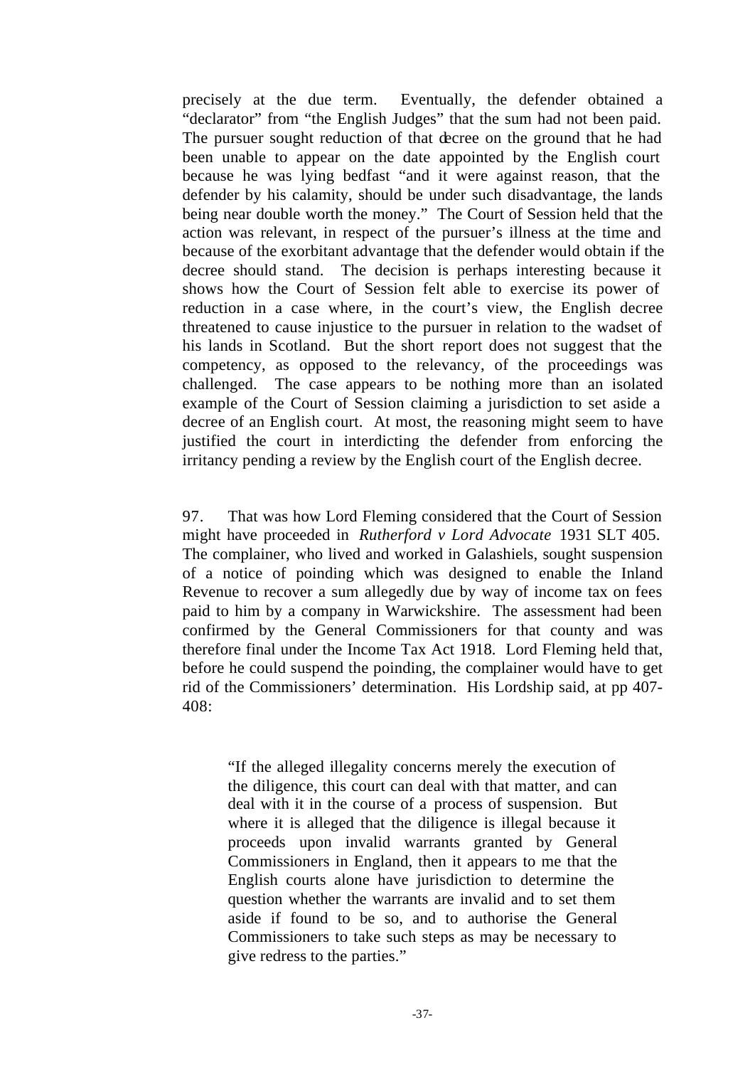precisely at the due term. Eventually, the defender obtained a "declarator" from "the English Judges" that the sum had not been paid. The pursuer sought reduction of that decree on the ground that he had been unable to appear on the date appointed by the English court because he was lying bedfast "and it were against reason, that the defender by his calamity, should be under such disadvantage, the lands being near double worth the money." The Court of Session held that the action was relevant, in respect of the pursuer's illness at the time and because of the exorbitant advantage that the defender would obtain if the decree should stand. The decision is perhaps interesting because it shows how the Court of Session felt able to exercise its power of reduction in a case where, in the court's view, the English decree threatened to cause injustice to the pursuer in relation to the wadset of his lands in Scotland. But the short report does not suggest that the competency, as opposed to the relevancy, of the proceedings was challenged. The case appears to be nothing more than an isolated example of the Court of Session claiming a jurisdiction to set aside a decree of an English court. At most, the reasoning might seem to have justified the court in interdicting the defender from enforcing the irritancy pending a review by the English court of the English decree.

97. That was how Lord Fleming considered that the Court of Session might have proceeded in *Rutherford v Lord Advocate* 1931 SLT 405. The complainer, who lived and worked in Galashiels, sought suspension of a notice of poinding which was designed to enable the Inland Revenue to recover a sum allegedly due by way of income tax on fees paid to him by a company in Warwickshire. The assessment had been confirmed by the General Commissioners for that county and was therefore final under the Income Tax Act 1918. Lord Fleming held that, before he could suspend the poinding, the complainer would have to get rid of the Commissioners' determination. His Lordship said, at pp 407-408:

> "If the alleged illegality concerns merely the execution of the diligence, this court can deal with that matter, and can deal with it in the course of a process of suspension. But where it is alleged that the diligence is illegal because it proceeds upon invalid warrants granted by General Commissioners in England, then it appears to me that the English courts alone have jurisdiction to determine the question whether the warrants are invalid and to set them aside if found to be so, and to authorise the General Commissioners to take such steps as may be necessary to give redress to the parties."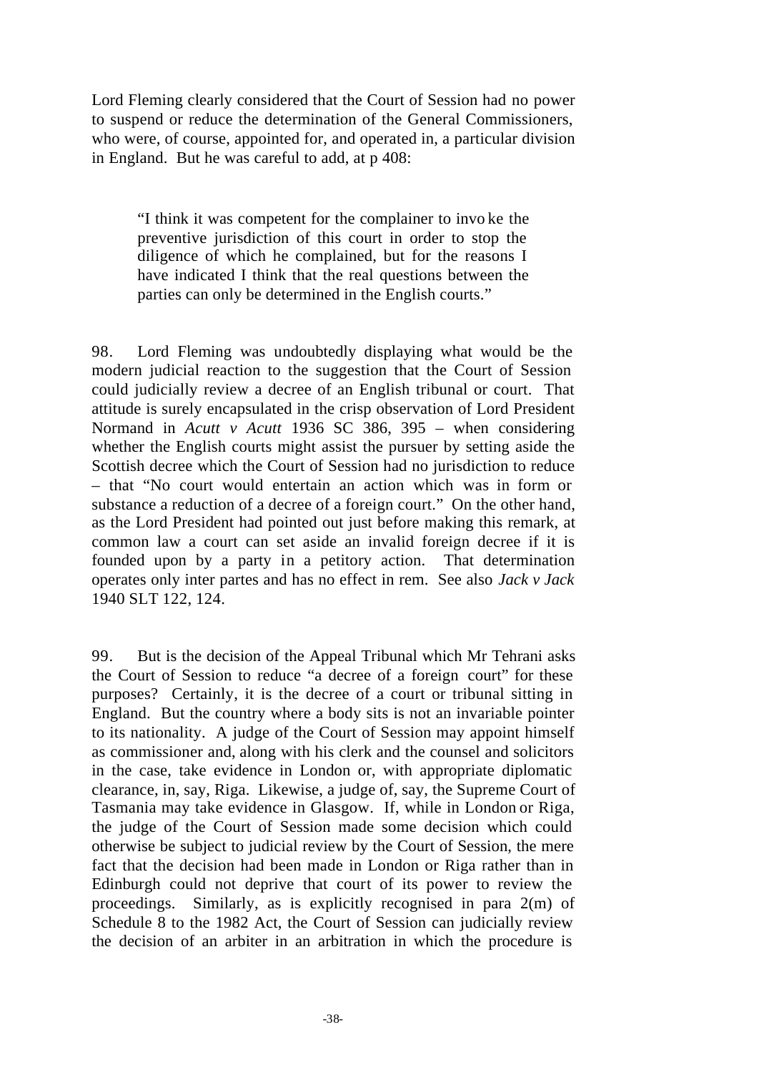Lord Fleming clearly considered that the Court of Session had no power to suspend or reduce the determination of the General Commissioners, who were, of course, appointed for, and operated in, a particular division in England. But he was careful to add, at p 408:

> "I think it was competent for the complainer to invoke the preventive jurisdiction of this court in order to stop the diligence of which he complained, but for the reasons I have indicated I think that the real questions between the parties can only be determined in the English courts."

98. Lord Fleming was undoubtedly displaying what would be the modern judicial reaction to the suggestion that the Court of Session could judicially review a decree of an English tribunal or court. That attitude is surely encapsulated in the crisp observation of Lord President Normand in *Acutt v Acutt* 1936 SC 386, 395 – when considering whether the English courts might assist the pursuer by setting aside the Scottish decree which the Court of Session had no jurisdiction to reduce – that "No court would entertain an action which was in form or substance a reduction of a decree of a foreign court." On the other hand, as the Lord President had pointed out just before making this remark, at common law a court can set aside an invalid foreign decree if it is founded upon by a party in a petitory action. That determination operates only inter partes and has no effect in rem. See also *Jack v Jack* 1940 SLT 122, 124.

99. But is the decision of the Appeal Tribunal which Mr Tehrani asks the Court of Session to reduce "a decree of a foreign court" for these purposes? Certainly, it is the decree of a court or tribunal sitting in England. But the country where a body sits is not an invariable pointer to its nationality. A judge of the Court of Session may appoint himself as commissioner and, along with his clerk and the counsel and solicitors in the case, take evidence in London or, with appropriate diplomatic clearance, in, say, Riga. Likewise, a judge of, say, the Supreme Court of Tasmania may take evidence in Glasgow. If, while in London or Riga, the judge of the Court of Session made some decision which could otherwise be subject to judicial review by the Court of Session, the mere fact that the decision had been made in London or Riga rather than in Edinburgh could not deprive that court of its power to review the proceedings. Similarly, as is explicitly recognised in para 2(m) of Schedule 8 to the 1982 Act, the Court of Session can judicially review the decision of an arbiter in an arbitration in which the procedure is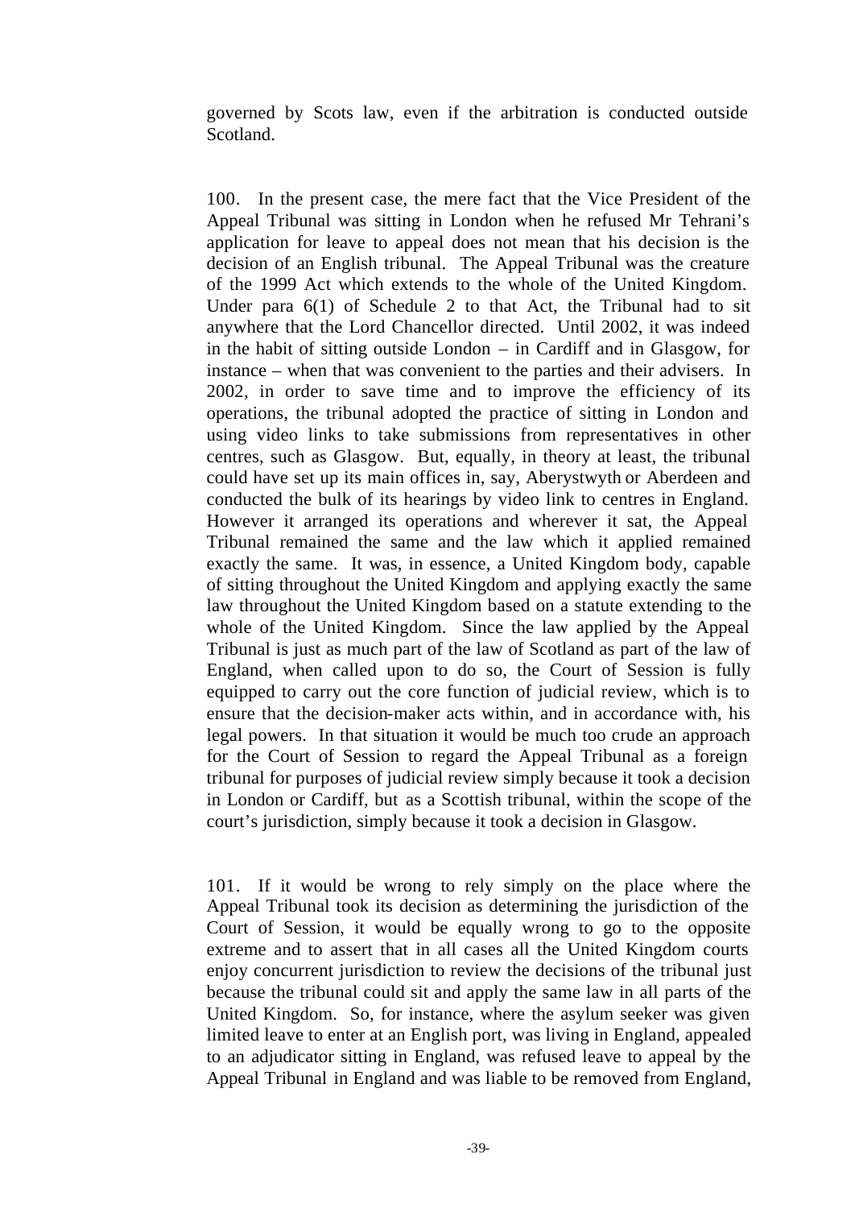governed by Scots law, even if the arbitration is conducted outside Scotland.

100. In the present case, the mere fact that the Vice President of the Appeal Tribunal was sitting in London when he refused Mr Tehrani's application for leave to appeal does not mean that his decision is the decision of an English tribunal. The Appeal Tribunal was the creature of the 1999 Act which extends to the whole of the United Kingdom. Under para 6(1) of Schedule 2 to that Act, the Tribunal had to sit anywhere that the Lord Chancellor directed. Until 2002, it was indeed in the habit of sitting outside London – in Cardiff and in Glasgow, for instance – when that was convenient to the parties and their advisers. In 2002, in order to save time and to improve the efficiency of its operations, the tribunal adopted the practice of sitting in London and using video links to take submissions from representatives in other centres, such as Glasgow. But, equally, in theory at least, the tribunal could have set up its main offices in, say, Aberystwyth or Aberdeen and conducted the bulk of its hearings by video link to centres in England. However it arranged its operations and wherever it sat, the Appeal Tribunal remained the same and the law which it applied remained exactly the same. It was, in essence, a United Kingdom body, capable of sitting throughout the United Kingdom and applying exactly the same law throughout the United Kingdom based on a statute extending to the whole of the United Kingdom. Since the law applied by the Appeal Tribunal is just as much part of the law of Scotland as part of the law of England, when called upon to do so, the Court of Session is fully equipped to carry out the core function of judicial review, which is to ensure that the decision-maker acts within, and in accordance with, his legal powers. In that situation it would be much too crude an approach for the Court of Session to regard the Appeal Tribunal as a foreign tribunal for purposes of judicial review simply because it took a decision in London or Cardiff, but as a Scottish tribunal, within the scope of the court's jurisdiction, simply because it took a decision in Glasgow.

101. If it would be wrong to rely simply on the place where the Appeal Tribunal took its decision as determining the jurisdiction of the Court of Session, it would be equally wrong to go to the opposite extreme and to assert that in all cases all the United Kingdom courts enjoy concurrent jurisdiction to review the decisions of the tribunal just because the tribunal could sit and apply the same law in all parts of the United Kingdom. So, for instance, where the asylum seeker was given limited leave to enter at an English port, was living in England, appealed to an adjudicator sitting in England, was refused leave to appeal by the Appeal Tribunal in England and was liable to be removed from England,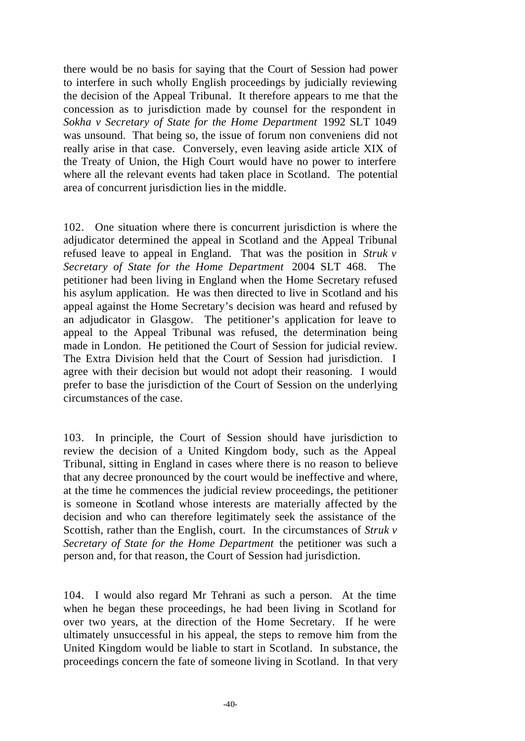there would be no basis for saying that the Court of Session had power to interfere in such wholly English proceedings by judicially reviewing the decision of the Appeal Tribunal. It therefore appears to me that the concession as to jurisdiction made by counsel for the respondent in *Sokha v Secretary of State for the Home Department* 1992 SLT 1049 was unsound. That being so, the issue of forum non conveniens did not really arise in that case. Conversely, even leaving aside article XIX of the Treaty of Union, the High Court would have no power to interfere where all the relevant events had taken place in Scotland. The potential area of concurrent jurisdiction lies in the middle.

102. One situation where there is concurrent jurisdiction is where the adjudicator determined the appeal in Scotland and the Appeal Tribunal refused leave to appeal in England. That was the position in *Struk v Secretary of State for the Home Department* 2004 SLT 468. The petitioner had been living in England when the Home Secretary refused his asylum application. He was then directed to live in Scotland and his appeal against the Home Secretary's decision was heard and refused by an adjudicator in Glasgow. The petitioner's application for leave to appeal to the Appeal Tribunal was refused, the determination being made in London. He petitioned the Court of Session for judicial review. The Extra Division held that the Court of Session had jurisdiction. I agree with their decision but would not adopt their reasoning. I would prefer to base the jurisdiction of the Court of Session on the underlying circumstances of the case.

103. In principle, the Court of Session should have jurisdiction to review the decision of a United Kingdom body, such as the Appeal Tribunal, sitting in England in cases where there is no reason to believe that any decree pronounced by the court would be ineffective and where, at the time he commences the judicial review proceedings, the petitioner is someone in Scotland whose interests are materially affected by the decision and who can therefore legitimately seek the assistance of the Scottish, rather than the English, court. In the circumstances of *Struk v Secretary of State for the Home Department* the petitioner was such a person and, for that reason, the Court of Session had jurisdiction.

104. I would also regard Mr Tehrani as such a person. At the time when he began these proceedings, he had been living in Scotland for over two years, at the direction of the Home Secretary. If he were ultimately unsuccessful in his appeal, the steps to remove him from the United Kingdom would be liable to start in Scotland. In substance, the proceedings concern the fate of someone living in Scotland. In that very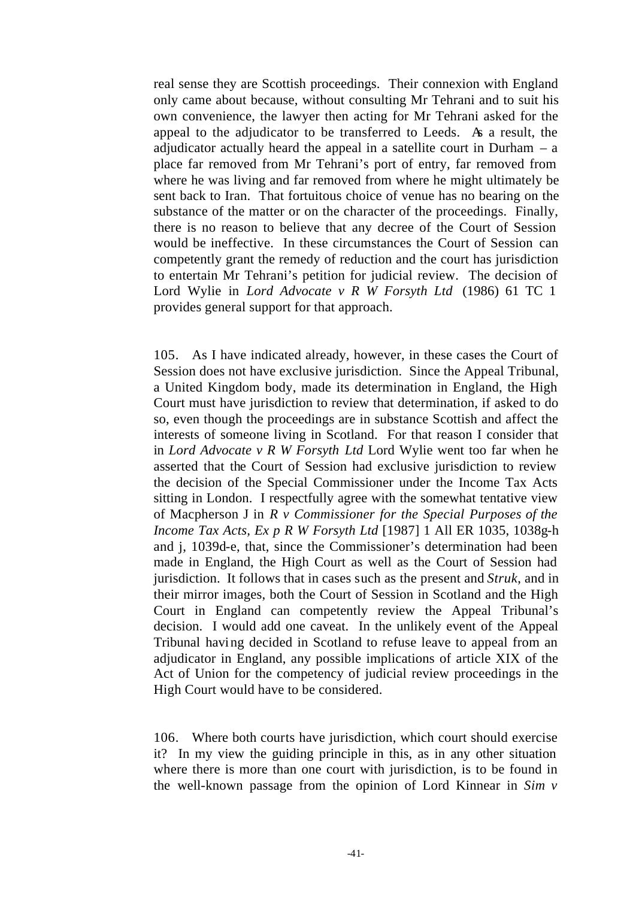real sense they are Scottish proceedings. Their connexion with England only came about because, without consulting Mr Tehrani and to suit his own convenience, the lawyer then acting for Mr Tehrani asked for the appeal to the adjudicator to be transferred to Leeds. As a result, the adjudicator actually heard the appeal in a satellite court in Durham – a place far removed from Mr Tehrani's port of entry, far removed from where he was living and far removed from where he might ultimately be sent back to Iran. That fortuitous choice of venue has no bearing on the substance of the matter or on the character of the proceedings. Finally, there is no reason to believe that any decree of the Court of Session would be ineffective. In these circumstances the Court of Session can competently grant the remedy of reduction and the court has jurisdiction to entertain Mr Tehrani's petition for judicial review. The decision of Lord Wylie in *Lord Advocate v R W Forsyth Ltd* (1986) 61 TC 1 provides general support for that approach.

105. As I have indicated already, however, in these cases the Court of Session does not have exclusive jurisdiction. Since the Appeal Tribunal, a United Kingdom body, made its determination in England, the High Court must have jurisdiction to review that determination, if asked to do so, even though the proceedings are in substance Scottish and affect the interests of someone living in Scotland. For that reason I consider that in *Lord Advocate v R W Forsyth Ltd* Lord Wylie went too far when he asserted that the Court of Session had exclusive jurisdiction to review the decision of the Special Commissioner under the Income Tax Acts sitting in London. I respectfully agree with the somewhat tentative view of Macpherson J in *R v Commissioner for the Special Purposes of the Income Tax Acts, Ex p R W Forsyth Ltd* [1987] 1 All ER 1035, 1038g-h and j, 1039d-e, that, since the Commissioner's determination had been made in England, the High Court as well as the Court of Session had jurisdiction. It follows that in cases such as the present and *Struk*, and in their mirror images, both the Court of Session in Scotland and the High Court in England can competently review the Appeal Tribunal's decision. I would add one caveat. In the unlikely event of the Appeal Tribunal having decided in Scotland to refuse leave to appeal from an adjudicator in England, any possible implications of article XIX of the Act of Union for the competency of judicial review proceedings in the High Court would have to be considered.

106. Where both courts have jurisdiction, which court should exercise it? In my view the guiding principle in this, as in any other situation where there is more than one court with jurisdiction, is to be found in the well-known passage from the opinion of Lord Kinnear in *Sim v*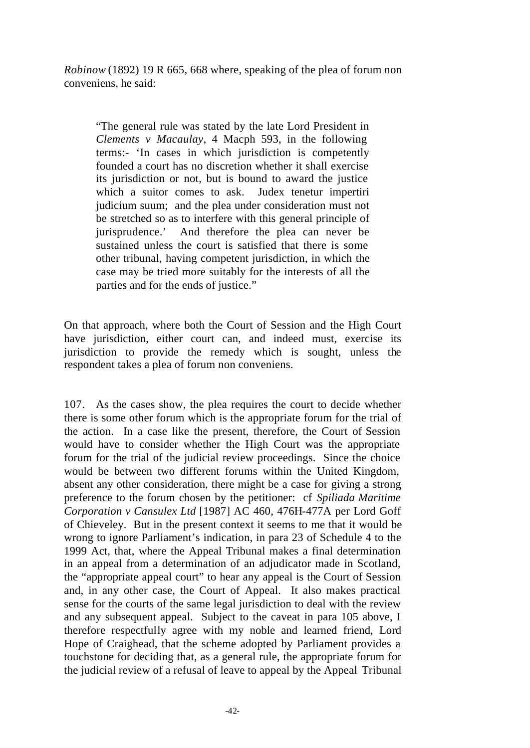*Robinow* (1892) 19 R 665, 668 where, speaking of the plea of forum non conveniens, he said:

> "The general rule was stated by the late Lord President in *Clements v Macaulay*, 4 Macph 593, in the following terms:- 'In cases in which jurisdiction is competently founded a court has no discretion whether it shall exercise its jurisdiction or not, but is bound to award the justice which a suitor comes to ask. Judex tenetur impertiri judicium suum; and the plea under consideration must not be stretched so as to interfere with this general principle of jurisprudence.' And therefore the plea can never be sustained unless the court is satisfied that there is some other tribunal, having competent jurisdiction, in which the case may be tried more suitably for the interests of all the parties and for the ends of justice."

On that approach, where both the Court of Session and the High Court have jurisdiction, either court can, and indeed must, exercise its jurisdiction to provide the remedy which is sought, unless the respondent takes a plea of forum non conveniens.

107. As the cases show, the plea requires the court to decide whether there is some other forum which is the appropriate forum for the trial of the action. In a case like the present, therefore, the Court of Session would have to consider whether the High Court was the appropriate forum for the trial of the judicial review proceedings. Since the choice would be between two different forums within the United Kingdom, absent any other consideration, there might be a case for giving a strong preference to the forum chosen by the petitioner: cf *Spiliada Maritime Corporation v Cansulex Ltd* [1987] AC 460, 476H-477A per Lord Goff of Chieveley. But in the present context it seems to me that it would be wrong to ignore Parliament's indication, in para 23 of Schedule 4 to the 1999 Act, that, where the Appeal Tribunal makes a final determination in an appeal from a determination of an adjudicator made in Scotland, the "appropriate appeal court" to hear any appeal is the Court of Session and, in any other case, the Court of Appeal. It also makes practical sense for the courts of the same legal jurisdiction to deal with the review and any subsequent appeal. Subject to the caveat in para 105 above, I therefore respectfully agree with my noble and learned friend, Lord Hope of Craighead, that the scheme adopted by Parliament provides a touchstone for deciding that, as a general rule, the appropriate forum for the judicial review of a refusal of leave to appeal by the Appeal Tribunal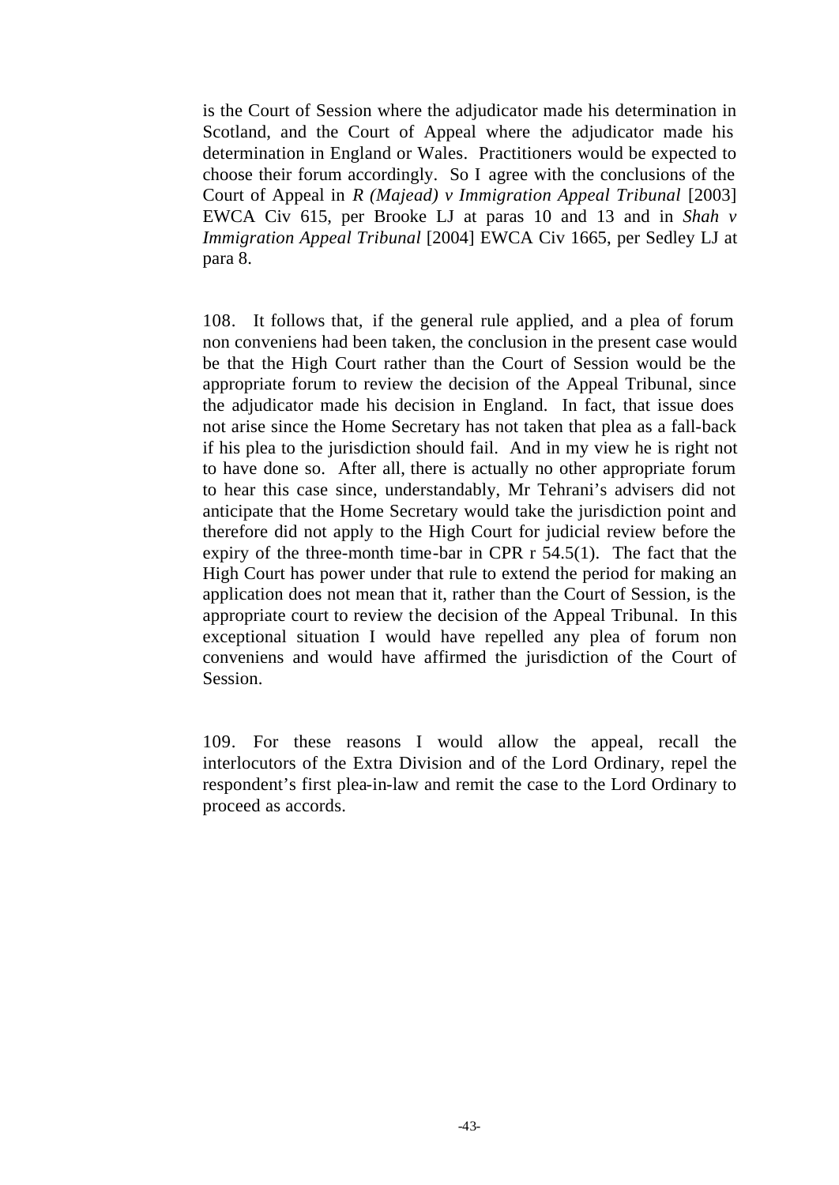is the Court of Session where the adjudicator made his determination in Scotland, and the Court of Appeal where the adjudicator made his determination in England or Wales. Practitioners would be expected to choose their forum accordingly. So I agree with the conclusions of the Court of Appeal in *R (Majead) v Immigration Appeal Tribunal* [2003] EWCA Civ 615, per Brooke LJ at paras 10 and 13 and in *Shah v Immigration Appeal Tribunal* [2004] EWCA Civ 1665, per Sedley LJ at para 8.

108. It follows that, if the general rule applied, and a plea of forum non conveniens had been taken, the conclusion in the present case would be that the High Court rather than the Court of Session would be the appropriate forum to review the decision of the Appeal Tribunal, since the adjudicator made his decision in England. In fact, that issue does not arise since the Home Secretary has not taken that plea as a fall-back if his plea to the jurisdiction should fail. And in my view he is right not to have done so. After all, there is actually no other appropriate forum to hear this case since, understandably, Mr Tehrani's advisers did not anticipate that the Home Secretary would take the jurisdiction point and therefore did not apply to the High Court for judicial review before the expiry of the three-month time-bar in CPR r 54.5(1). The fact that the High Court has power under that rule to extend the period for making an application does not mean that it, rather than the Court of Session, is the appropriate court to review the decision of the Appeal Tribunal. In this exceptional situation I would have repelled any plea of forum non conveniens and would have affirmed the jurisdiction of the Court of Session.

109. For these reasons I would allow the appeal, recall the interlocutors of the Extra Division and of the Lord Ordinary, repel the respondent's first plea-in-law and remit the case to the Lord Ordinary to proceed as accords.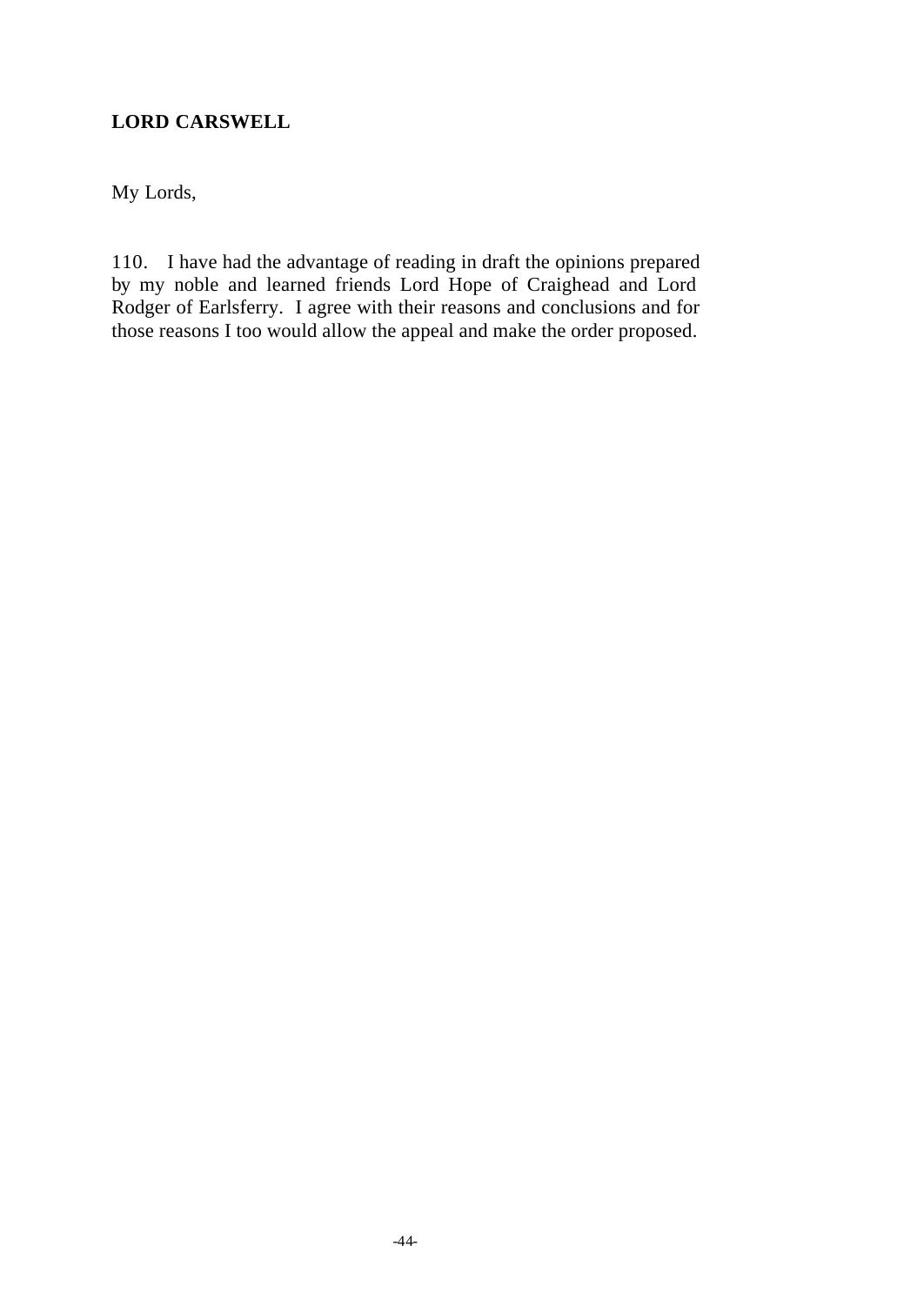**LORD CARSWELL**

My Lords,

110. I have had the advantage of reading in draft the opinions prepared by my noble and learned friends Lord Hope of Craighead and Lord Rodger of Earlsferry. I agree with their reasons and conclusions and for those reasons I too would allow the appeal and make the order proposed.